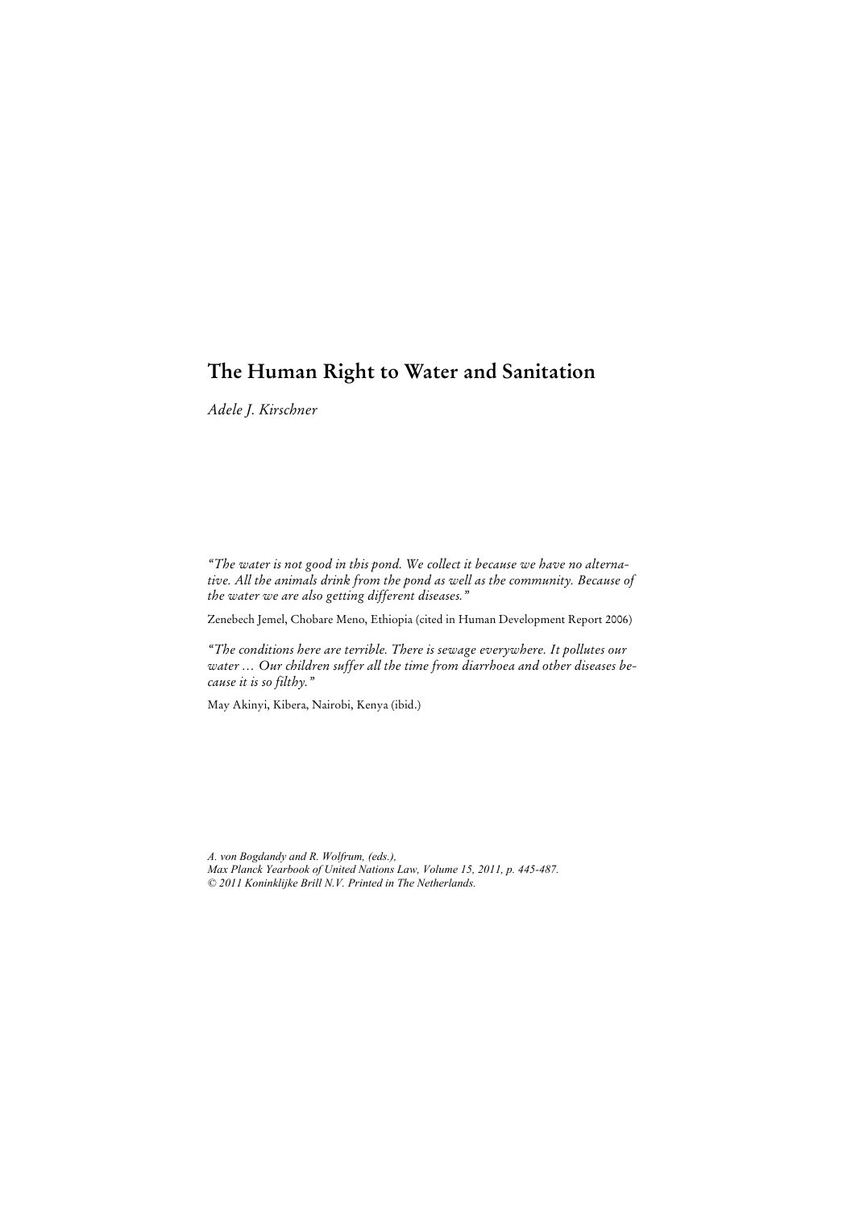# The Human Right to Water and Sanitation

*Adele J. Kirschner*

*"The water is not good in this pond. We collect it because we have no alternative. All the animals drink from the pond as well as the community. Because of the water we are also getting different diseases."*

Zenebech Jemel, Chobare Meno, Ethiopia (cited in Human Development Report 2006)

*"The conditions here are terrible. There is sewage everywhere. It pollutes our water … Our children suffer all the time from diarrhoea and other diseases because it is so filthy."*

May Akinyi, Kibera, Nairobi, Kenya (ibid.)

*A. von Bogdandy and R. Wolfrum, (eds.),*
*Max Planck Yearbook of United Nations Law, Volume 15, 2011, p. 445-487.*
*© 2011 Koninklijke Brill N.V. Printed in The Netherlands.*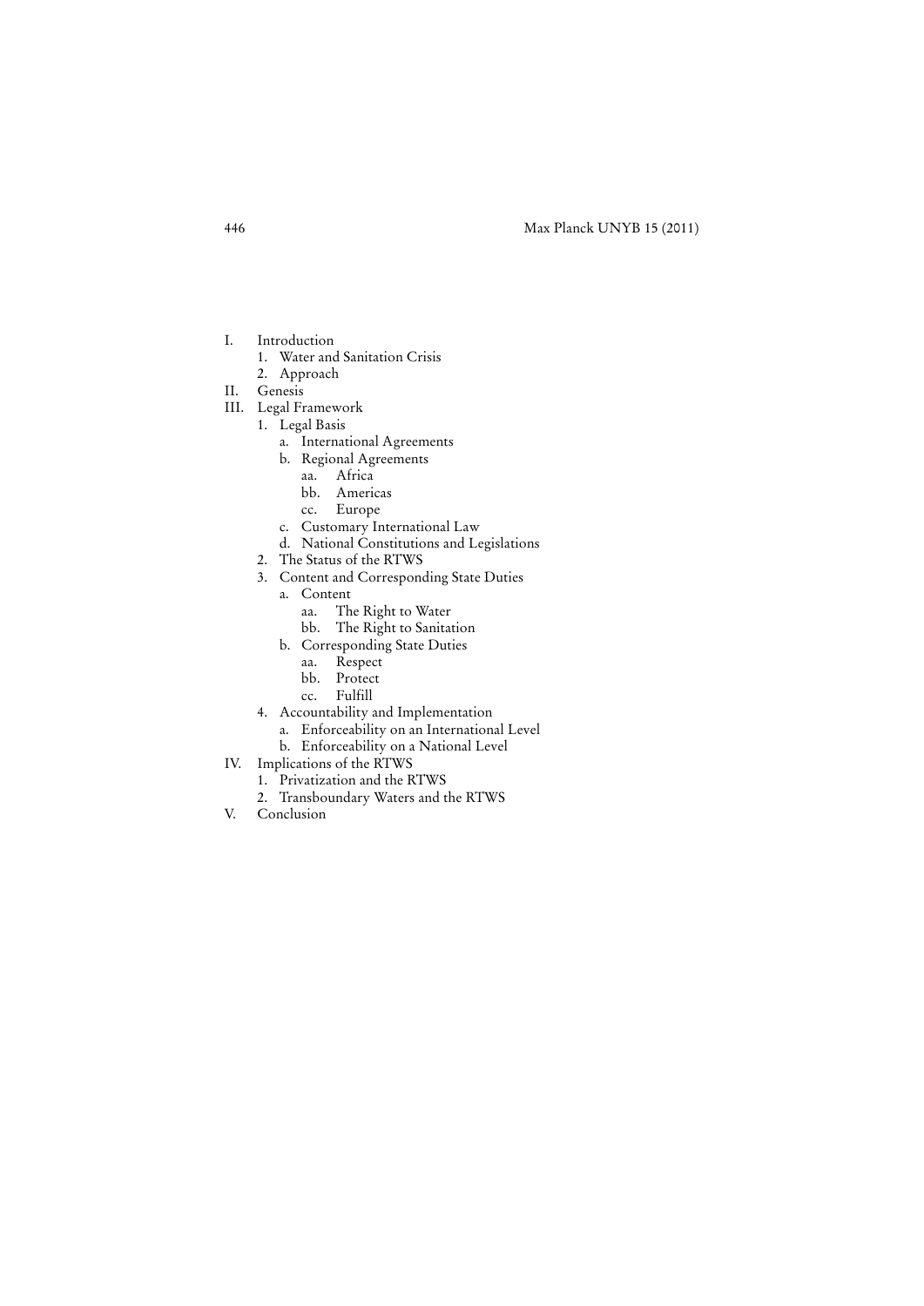- I. Introduction
  - 1. Water and Sanitation Crisis
  - 2. Approach
- II. Genesis
- III. Legal Framework
  - 1. Legal Basis
    - a. International Agreements
    - b. Regional Agreements
      - aa. Africa
      - bb. Americas
      - cc. Europe
    - c. Customary International Law
    - d. National Constitutions and Legislations
  - 2. The Status of the RTWS
  - 3. Content and Corresponding State Duties
    - a. Content
      - aa. The Right to Water
      - bb. The Right to Sanitation
    - b. Corresponding State Duties
      - aa. Respect
      - bb. Protect
      - cc. Fulfill
  - 4. Accountability and Implementation
    - a. Enforceability on an International Level
    - b. Enforceability on a National Level
- IV. Implications of the RTWS
  - 1. Privatization and the RTWS
  - 2. Transboundary Waters and the RTWS
- V. Conclusion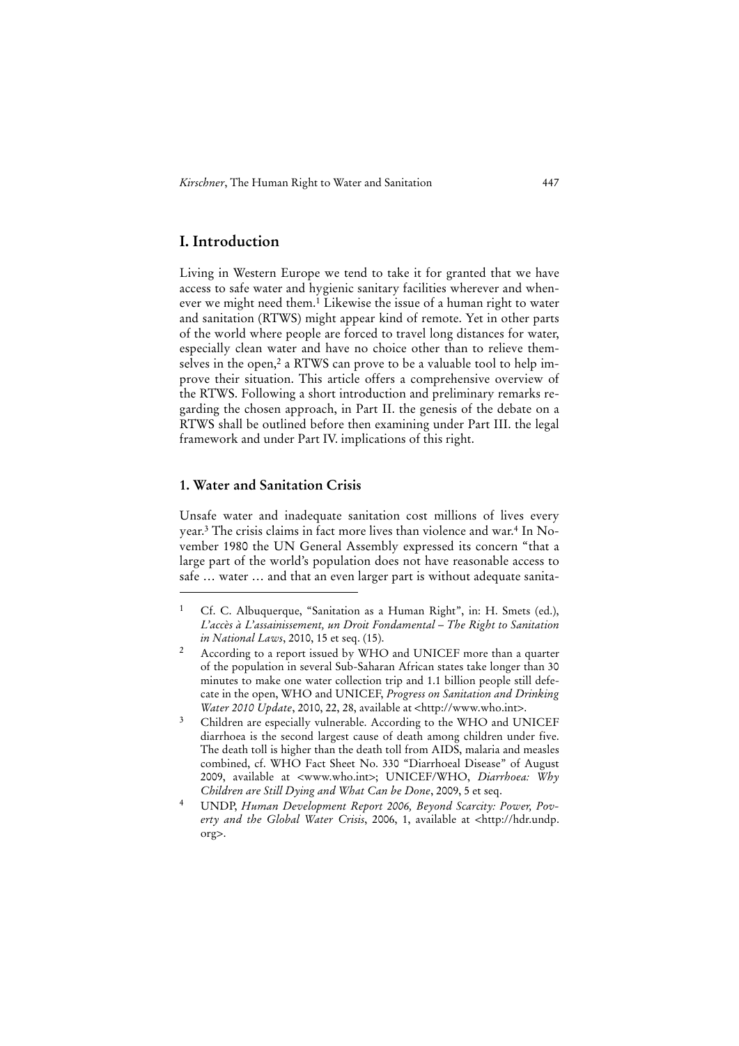# I. Introduction

Living in Western Europe we tend to take it for granted that we have access to safe water and hygienic sanitary facilities wherever and whenever we might need them.[1] Likewise the issue of a human right to water and sanitation (RTWS) might appear kind of remote. Yet in other parts of the world where people are forced to travel long distances for water, especially clean water and have no choice other than to relieve themselves in the open,[2] a RTWS can prove to be a valuable tool to help improve their situation. This article offers a comprehensive overview of the RTWS. Following a short introduction and preliminary remarks regarding the chosen approach, in Part II. the genesis of the debate on a RTWS shall be outlined before then examining under Part III. the legal framework and under Part IV. implications of this right.

## 1. Water and Sanitation Crisis

Unsafe water and inadequate sanitation cost millions of lives every year.[3] The crisis claims in fact more lives than violence and war.[4] In November 1980 the UN General Assembly expressed its concern "that a large part of the world's population does not have reasonable access to safe … water … and that an even larger part is without adequate sanita-

---

[1] Cf. C. Albuquerque, "Sanitation as a Human Right", in: H. Smets (ed.), *L'accès à L'assainissement, un Droit Fondamental – The Right to Sanitation in National Laws*, 2010, 15 et seq. (15).

[2] According to a report issued by WHO and UNICEF more than a quarter of the population in several Sub-Saharan African states take longer than 30 minutes to make one water collection trip and 1.1 billion people still defecate in the open, WHO and UNICEF, *Progress on Sanitation and Drinking Water 2010 Update*, 2010, 22, 28, available at <http://www.who.int>.

[3] Children are especially vulnerable. According to the WHO and UNICEF diarrhoea is the second largest cause of death among children under five. The death toll is higher than the death toll from AIDS, malaria and measles combined, cf. WHO Fact Sheet No. 330 "Diarrhoeal Disease" of August 2009, available at <www.who.int>; UNICEF/WHO, *Diarrhoea: Why Children are Still Dying and What Can be Done*, 2009, 5 et seq.

[4] UNDP, *Human Development Report 2006, Beyond Scarcity: Power, Poverty and the Global Water Crisis*, 2006, 1, available at <http://hdr.undp.org>.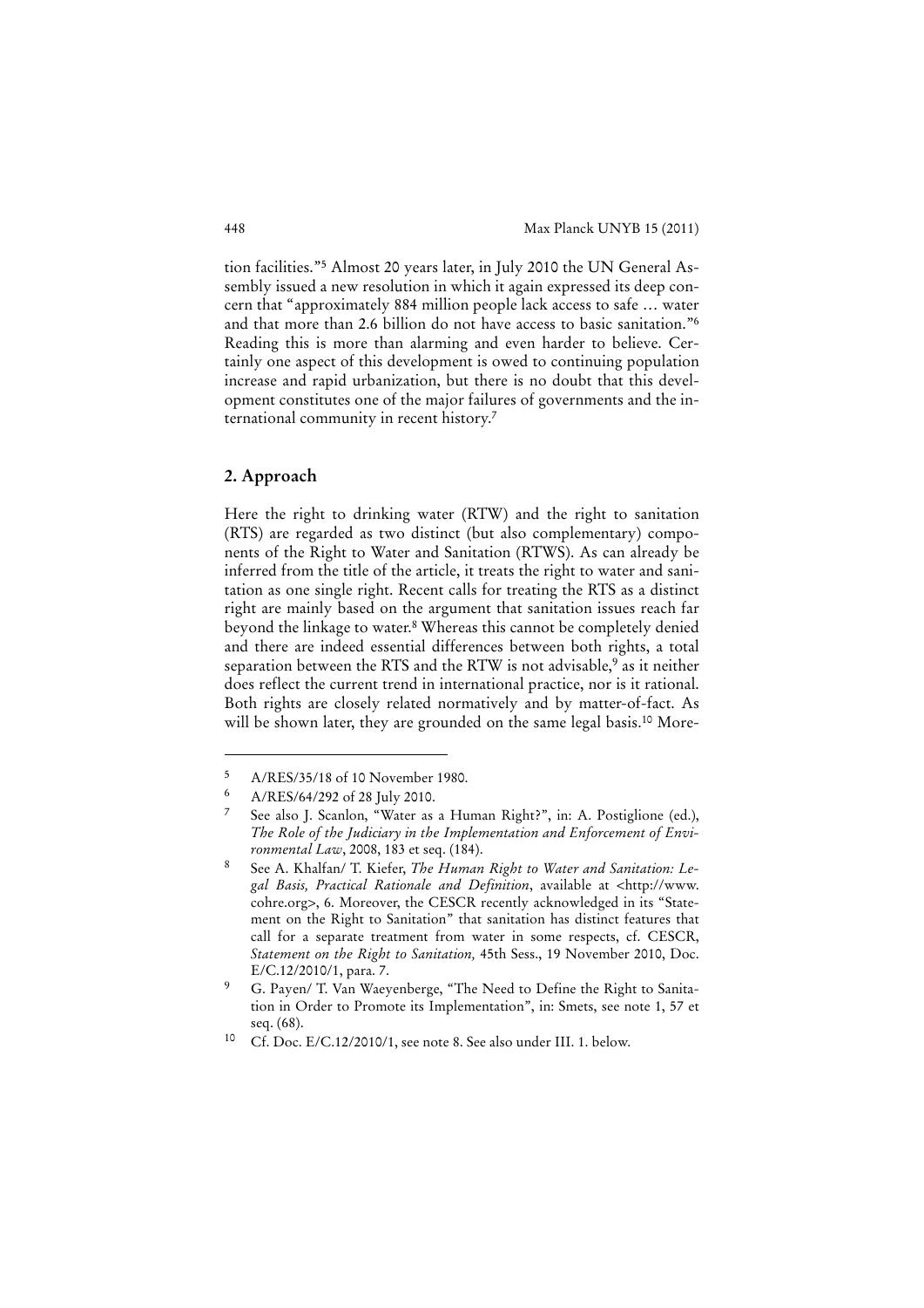tion facilities."[5] Almost 20 years later, in July 2010 the UN General Assembly issued a new resolution in which it again expressed its deep concern that "approximately 884 million people lack access to safe … water and that more than 2.6 billion do not have access to basic sanitation."[6] Reading this is more than alarming and even harder to believe. Certainly one aspect of this development is owed to continuing population increase and rapid urbanization, but there is no doubt that this development constitutes one of the major failures of governments and the international community in recent history.[7]

## 2. Approach

Here the right to drinking water (RTW) and the right to sanitation (RTS) are regarded as two distinct (but also complementary) components of the Right to Water and Sanitation (RTWS). As can already be inferred from the title of the article, it treats the right to water and sanitation as one single right. Recent calls for treating the RTS as a distinct right are mainly based on the argument that sanitation issues reach far beyond the linkage to water.[8] Whereas this cannot be completely denied and there are indeed essential differences between both rights, a total separation between the RTS and the RTW is not advisable,[9] as it neither does reflect the current trend in international practice, nor is it rational. Both rights are closely related normatively and by matter-of-fact. As will be shown later, they are grounded on the same legal basis.[10] More-

---

[5] A/RES/35/18 of 10 November 1980.

[6] A/RES/64/292 of 28 July 2010.

[7] See also J. Scanlon, "Water as a Human Right?", in: A. Postiglione (ed.), *The Role of the Judiciary in the Implementation and Enforcement of Environmental Law*, 2008, 183 et seq. (184).

[8] See A. Khalfan/ T. Kiefer, *The Human Right to Water and Sanitation: Legal Basis, Practical Rationale and Definition*, available at <http://www.cohre.org>, 6. Moreover, the CESCR recently acknowledged in its "Statement on the Right to Sanitation" that sanitation has distinct features that call for a separate treatment from water in some respects, cf. CESCR, *Statement on the Right to Sanitation,* 45th Sess., 19 November 2010, Doc. E/C.12/2010/1, para. 7.

[9] G. Payen/ T. Van Waeyenberge, "The Need to Define the Right to Sanitation in Order to Promote its Implementation", in: Smets, see note 1, 57 et seq. (68).

[10] Cf. Doc. E/C.12/2010/1, see note 8. See also under III. 1. below.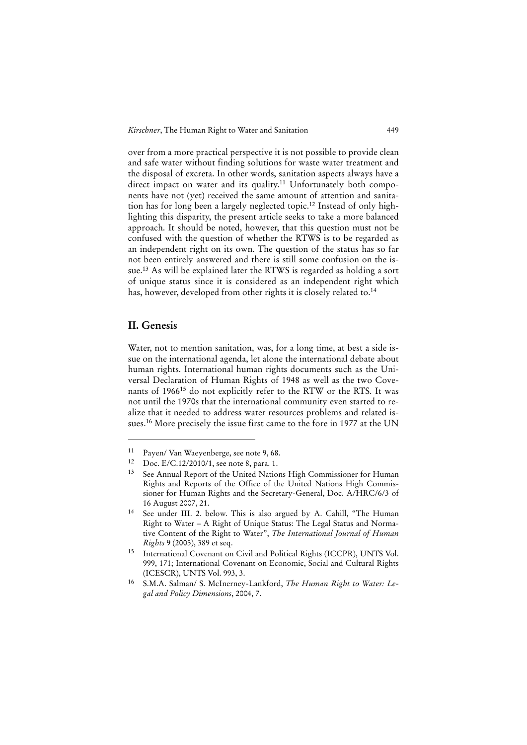over from a more practical perspective it is not possible to provide clean and safe water without finding solutions for waste water treatment and the disposal of excreta. In other words, sanitation aspects always have a direct impact on water and its quality.[11] Unfortunately both components have not (yet) received the same amount of attention and sanitation has for long been a largely neglected topic.[12] Instead of only highlighting this disparity, the present article seeks to take a more balanced approach. It should be noted, however, that this question must not be confused with the question of whether the RTWS is to be regarded as an independent right on its own. The question of the status has so far not been entirely answered and there is still some confusion on the issue.[13] As will be explained later the RTWS is regarded as holding a sort of unique status since it is considered as an independent right which has, however, developed from other rights it is closely related to.[14]

## II. Genesis

Water, not to mention sanitation, was, for a long time, at best a side issue on the international agenda, let alone the international debate about human rights. International human rights documents such as the Universal Declaration of Human Rights of 1948 as well as the two Covenants of 1966[15] do not explicitly refer to the RTW or the RTS. It was not until the 1970s that the international community even started to realize that it needed to address water resources problems and related issues.[16] More precisely the issue first came to the fore in 1977 at the UN

---

[11] Payen/ Van Waeyenberge, see note 9, 68.

[12] Doc. E/C.12/2010/1, see note 8, para. 1.

[13] See Annual Report of the United Nations High Commissioner for Human Rights and Reports of the Office of the United Nations High Commissioner for Human Rights and the Secretary-General, Doc. A/HRC/6/3 of 16 August 2007, 21.

[14] See under III. 2. below. This is also argued by A. Cahill, "The Human Right to Water – A Right of Unique Status: The Legal Status and Normative Content of the Right to Water", *The International Journal of Human Rights* 9 (2005), 389 et seq.

[15] International Covenant on Civil and Political Rights (ICCPR), UNTS Vol. 999, 171; International Covenant on Economic, Social and Cultural Rights (ICESCR), UNTS Vol. 993, 3.

[16] S.M.A. Salman/ S. McInerney-Lankford, *The Human Right to Water: Legal and Policy Dimensions*, 2004, 7.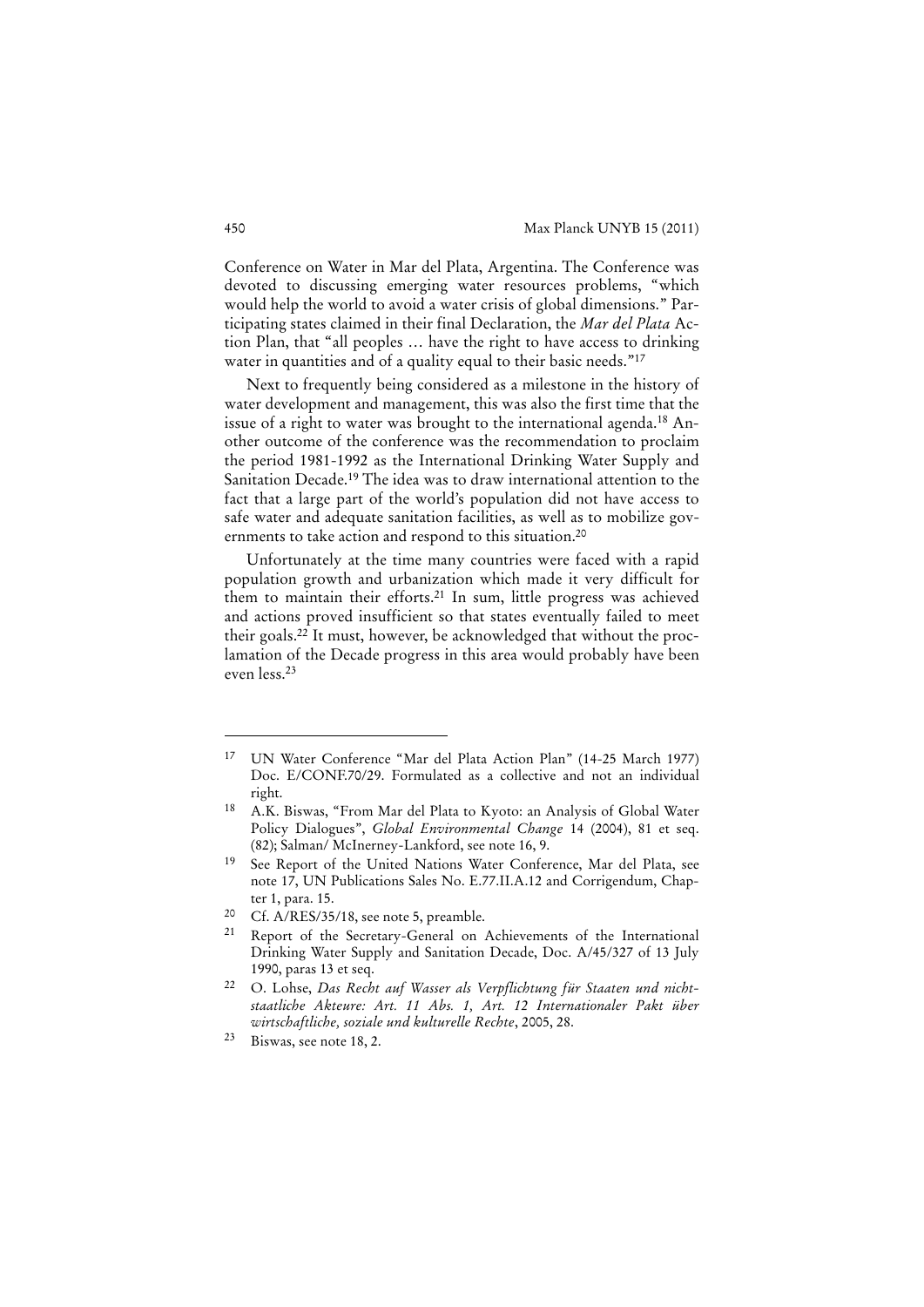Conference on Water in Mar del Plata, Argentina. The Conference was devoted to discussing emerging water resources problems, "which would help the world to avoid a water crisis of global dimensions." Participating states claimed in their final Declaration, the *Mar del Plata* Action Plan, that "all peoples … have the right to have access to drinking water in quantities and of a quality equal to their basic needs."[17]

Next to frequently being considered as a milestone in the history of water development and management, this was also the first time that the issue of a right to water was brought to the international agenda.[18] Another outcome of the conference was the recommendation to proclaim the period 1981-1992 as the International Drinking Water Supply and Sanitation Decade.[19] The idea was to draw international attention to the fact that a large part of the world's population did not have access to safe water and adequate sanitation facilities, as well as to mobilize governments to take action and respond to this situation.[20]

Unfortunately at the time many countries were faced with a rapid population growth and urbanization which made it very difficult for them to maintain their efforts.[21] In sum, little progress was achieved and actions proved insufficient so that states eventually failed to meet their goals.[22] It must, however, be acknowledged that without the proclamation of the Decade progress in this area would probably have been even less.[23]

---

[17] UN Water Conference "Mar del Plata Action Plan" (14-25 March 1977) Doc. E/CONF.70/29. Formulated as a collective and not an individual right.

[18] A.K. Biswas, "From Mar del Plata to Kyoto: an Analysis of Global Water Policy Dialogues", *Global Environmental Change* 14 (2004), 81 et seq. (82); Salman/ McInerney-Lankford, see note 16, 9.

[19] See Report of the United Nations Water Conference, Mar del Plata, see note 17, UN Publications Sales No. E.77.II.A.12 and Corrigendum, Chapter 1, para. 15.

[20] Cf. A/RES/35/18, see note 5, preamble.

[21] Report of the Secretary-General on Achievements of the International Drinking Water Supply and Sanitation Decade, Doc. A/45/327 of 13 July 1990, paras 13 et seq.

[22] O. Lohse, *Das Recht auf Wasser als Verpflichtung für Staaten und nichtstaatliche Akteure: Art. 11 Abs. 1, Art. 12 Internationaler Pakt über wirtschaftliche, soziale und kulturelle Rechte*, 2005, 28.

[23] Biswas, see note 18, 2.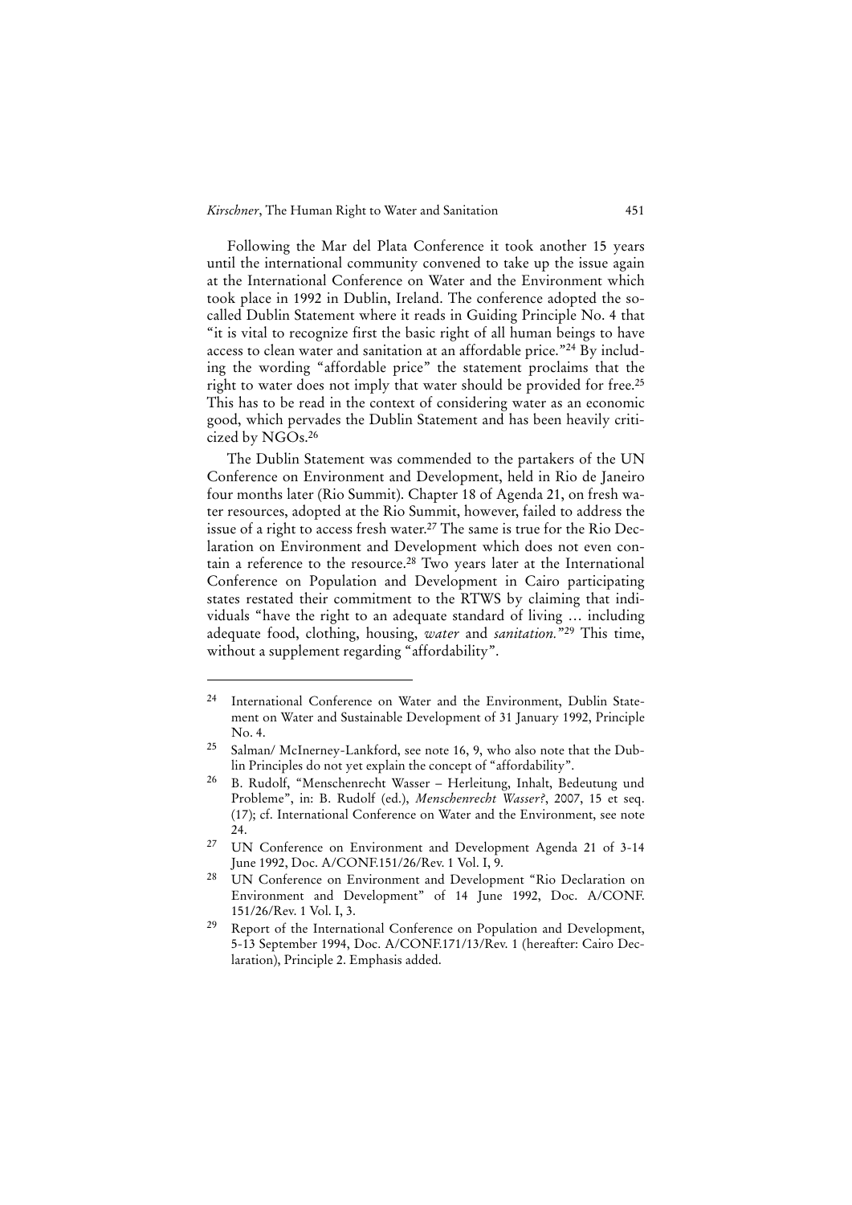Following the Mar del Plata Conference it took another 15 years until the international community convened to take up the issue again at the International Conference on Water and the Environment which took place in 1992 in Dublin, Ireland. The conference adopted the so-called Dublin Statement where it reads in Guiding Principle No. 4 that "it is vital to recognize first the basic right of all human beings to have access to clean water and sanitation at an affordable price."[24] By including the wording "affordable price" the statement proclaims that the right to water does not imply that water should be provided for free.[25] This has to be read in the context of considering water as an economic good, which pervades the Dublin Statement and has been heavily criticized by NGOs.[26]

The Dublin Statement was commended to the partakers of the UN Conference on Environment and Development, held in Rio de Janeiro four months later (Rio Summit). Chapter 18 of Agenda 21, on fresh water resources, adopted at the Rio Summit, however, failed to address the issue of a right to access fresh water.[27] The same is true for the Rio Declaration on Environment and Development which does not even contain a reference to the resource.[28] Two years later at the International Conference on Population and Development in Cairo participating states restated their commitment to the RTWS by claiming that individuals "have the right to an adequate standard of living … including adequate food, clothing, housing, *water* and *sanitation.*"[29] This time, without a supplement regarding "affordability".

---

[24] International Conference on Water and the Environment, Dublin Statement on Water and Sustainable Development of 31 January 1992, Principle No. 4.

[25] Salman/ McInerney-Lankford, see note 16, 9, who also note that the Dublin Principles do not yet explain the concept of "affordability".

[26] B. Rudolf, "Menschenrecht Wasser – Herleitung, Inhalt, Bedeutung und Probleme", in: B. Rudolf (ed.), *Menschenrecht Wasser?*, 2007, 15 et seq. (17); cf. International Conference on Water and the Environment, see note 24.

[27] UN Conference on Environment and Development Agenda 21 of 3-14 June 1992, Doc. A/CONF.151/26/Rev. 1 Vol. I, 9.

[28] UN Conference on Environment and Development "Rio Declaration on Environment and Development" of 14 June 1992, Doc. A/CONF. 151/26/Rev. 1 Vol. I, 3.

[29] Report of the International Conference on Population and Development, 5-13 September 1994, Doc. A/CONF.171/13/Rev. 1 (hereafter: Cairo Declaration), Principle 2. Emphasis added.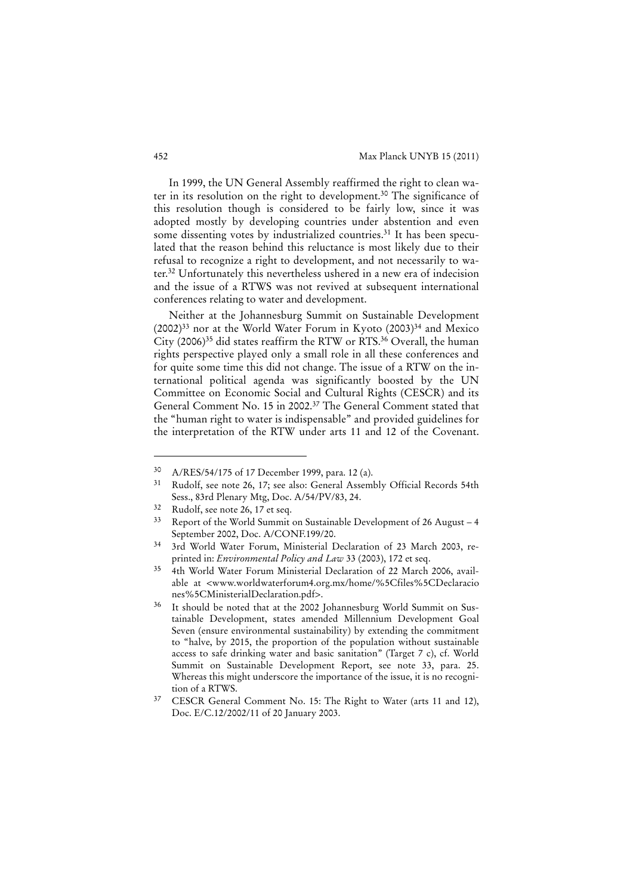In 1999, the UN General Assembly reaffirmed the right to clean water in its resolution on the right to development.[30] The significance of this resolution though is considered to be fairly low, since it was adopted mostly by developing countries under abstention and even some dissenting votes by industrialized countries.[31] It has been speculated that the reason behind this reluctance is most likely due to their refusal to recognize a right to development, and not necessarily to water.[32] Unfortunately this nevertheless ushered in a new era of indecision and the issue of a RTWS was not revived at subsequent international conferences relating to water and development.

Neither at the Johannesburg Summit on Sustainable Development (2002)[33] nor at the World Water Forum in Kyoto (2003)[34] and Mexico City (2006)[35] did states reaffirm the RTW or RTS.[36] Overall, the human rights perspective played only a small role in all these conferences and for quite some time this did not change. The issue of a RTW on the international political agenda was significantly boosted by the UN Committee on Economic Social and Cultural Rights (CESCR) and its General Comment No. 15 in 2002.[37] The General Comment stated that the "human right to water is indispensable" and provided guidelines for the interpretation of the RTW under arts 11 and 12 of the Covenant.

---

[30] A/RES/54/175 of 17 December 1999, para. 12 (a).

[31] Rudolf, see note 26, 17; see also: General Assembly Official Records 54th Sess., 83rd Plenary Mtg, Doc. A/54/PV/83, 24.

[32] Rudolf, see note 26, 17 et seq.

[33] Report of the World Summit on Sustainable Development of 26 August – 4 September 2002, Doc. A/CONF.199/20.

[34] 3rd World Water Forum, Ministerial Declaration of 23 March 2003, reprinted in: *Environmental Policy and Law* 33 (2003), 172 et seq.

[35] 4th World Water Forum Ministerial Declaration of 22 March 2006, available at <www.worldwaterforum4.org.mx/home/%5Cfiles%5CDeclaraciones%5CMinisterialDeclaration.pdf>.

[36] It should be noted that at the 2002 Johannesburg World Summit on Sustainable Development, states amended Millennium Development Goal Seven (ensure environmental sustainability) by extending the commitment to "halve, by 2015, the proportion of the population without sustainable access to safe drinking water and basic sanitation" (Target 7 c), cf. World Summit on Sustainable Development Report, see note 33, para. 25. Whereas this might underscore the importance of the issue, it is no recognition of a RTWS.

[37] CESCR General Comment No. 15: The Right to Water (arts 11 and 12), Doc. E/C.12/2002/11 of 20 January 2003.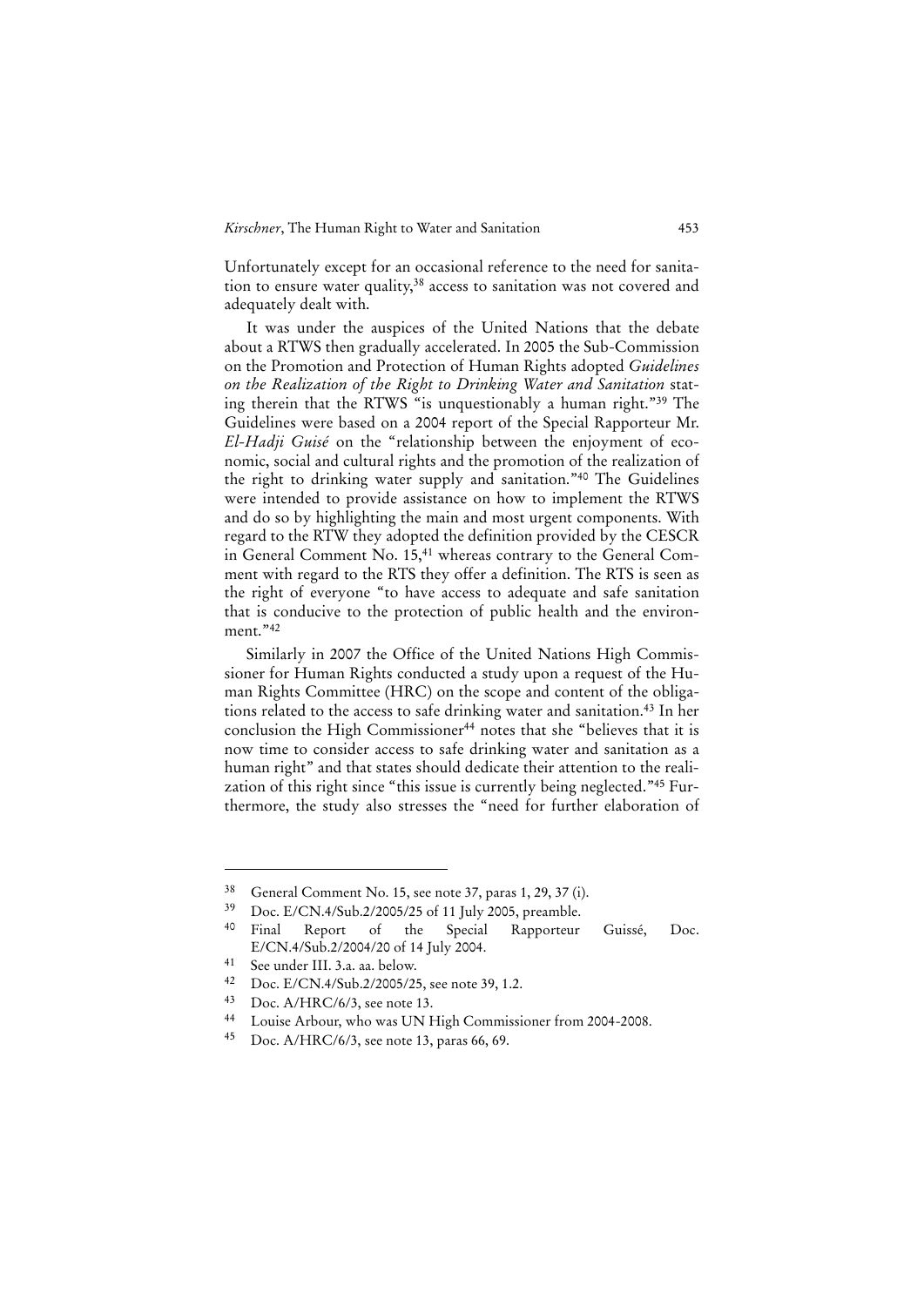Unfortunately except for an occasional reference to the need for sanitation to ensure water quality,[38] access to sanitation was not covered and adequately dealt with.

It was under the auspices of the United Nations that the debate about a RTWS then gradually accelerated. In 2005 the Sub-Commission on the Promotion and Protection of Human Rights adopted *Guidelines on the Realization of the Right to Drinking Water and Sanitation* stating therein that the RTWS "is unquestionably a human right."[39] The Guidelines were based on a 2004 report of the Special Rapporteur Mr. *El-Hadji Guisé* on the "relationship between the enjoyment of economic, social and cultural rights and the promotion of the realization of the right to drinking water supply and sanitation."[40] The Guidelines were intended to provide assistance on how to implement the RTWS and do so by highlighting the main and most urgent components. With regard to the RTW they adopted the definition provided by the CESCR in General Comment No. 15,[41] whereas contrary to the General Comment with regard to the RTS they offer a definition. The RTS is seen as the right of everyone "to have access to adequate and safe sanitation that is conducive to the protection of public health and the environment."[42]

Similarly in 2007 the Office of the United Nations High Commissioner for Human Rights conducted a study upon a request of the Human Rights Committee (HRC) on the scope and content of the obligations related to the access to safe drinking water and sanitation.[43] In her conclusion the High Commissioner[44] notes that she "believes that it is now time to consider access to safe drinking water and sanitation as a human right" and that states should dedicate their attention to the realization of this right since "this issue is currently being neglected."[45] Furthermore, the study also stresses the "need for further elaboration of

---

[38] General Comment No. 15, see note 37, paras 1, 29, 37 (i).

[39] Doc. E/CN.4/Sub.2/2005/25 of 11 July 2005, preamble.

[40] Final Report of the Special Rapporteur Guissé, Doc. E/CN.4/Sub.2/2004/20 of 14 July 2004.

[41] See under III. 3.a. aa. below.

[42] Doc. E/CN.4/Sub.2/2005/25, see note 39, 1.2.

[43] Doc. A/HRC/6/3, see note 13.

[44] Louise Arbour, who was UN High Commissioner from 2004-2008.

[45] Doc. A/HRC/6/3, see note 13, paras 66, 69.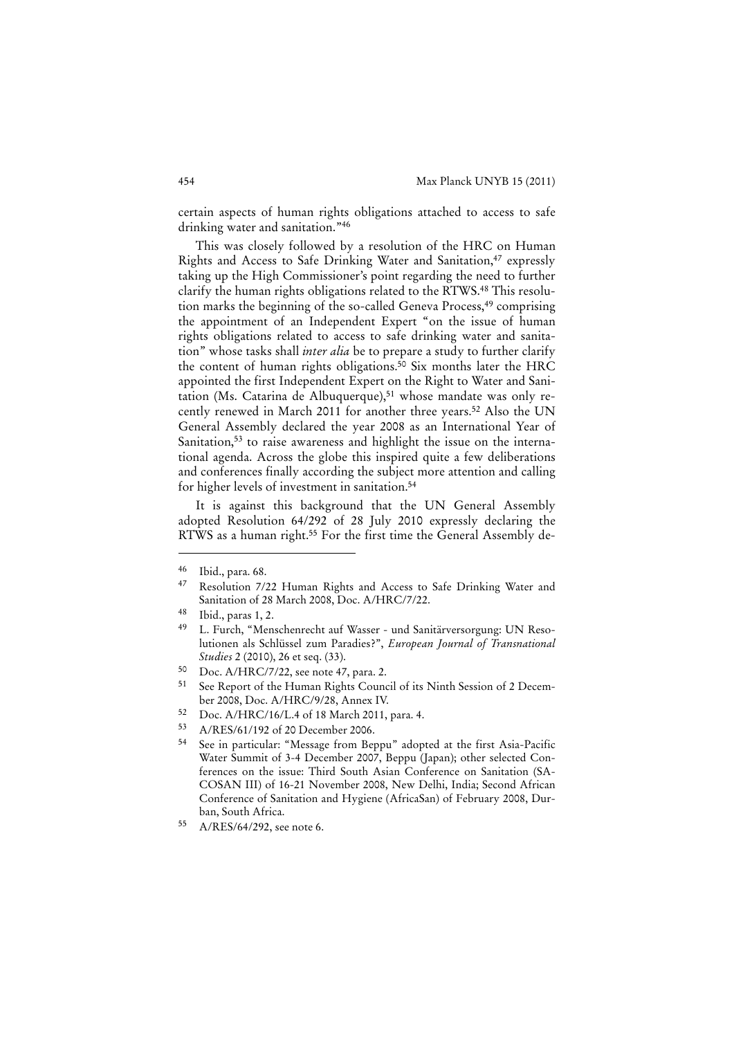certain aspects of human rights obligations attached to access to safe drinking water and sanitation."[46]

This was closely followed by a resolution of the HRC on Human Rights and Access to Safe Drinking Water and Sanitation,[47] expressly taking up the High Commissioner's point regarding the need to further clarify the human rights obligations related to the RTWS.[48] This resolution marks the beginning of the so-called Geneva Process,[49] comprising the appointment of an Independent Expert "on the issue of human rights obligations related to access to safe drinking water and sanitation" whose tasks shall *inter alia* be to prepare a study to further clarify the content of human rights obligations.[50] Six months later the HRC appointed the first Independent Expert on the Right to Water and Sanitation (Ms. Catarina de Albuquerque),[51] whose mandate was only recently renewed in March 2011 for another three years.[52] Also the UN General Assembly declared the year 2008 as an International Year of Sanitation,[53] to raise awareness and highlight the issue on the international agenda. Across the globe this inspired quite a few deliberations and conferences finally according the subject more attention and calling for higher levels of investment in sanitation.[54]

It is against this background that the UN General Assembly adopted Resolution 64/292 of 28 July 2010 expressly declaring the RTWS as a human right.[55] For the first time the General Assembly de-

---

46 Ibid., para. 68.

47 Resolution 7/22 Human Rights and Access to Safe Drinking Water and Sanitation of 28 March 2008, Doc. A/HRC/7/22.

48 Ibid., paras 1, 2.

49 L. Furch, "Menschenrecht auf Wasser - und Sanitärversorgung: UN Resolutionen als Schlüssel zum Paradies?", *European Journal of Transnational Studies* 2 (2010), 26 et seq. (33).

50 Doc. A/HRC/7/22, see note 47, para. 2.

51 See Report of the Human Rights Council of its Ninth Session of 2 December 2008, Doc. A/HRC/9/28, Annex IV.

52 Doc. A/HRC/16/L.4 of 18 March 2011, para. 4.

53 A/RES/61/192 of 20 December 2006.

54 See in particular: "Message from Beppu" adopted at the first Asia-Pacific Water Summit of 3-4 December 2007, Beppu (Japan); other selected Conferences on the issue: Third South Asian Conference on Sanitation (SACOSAN III) of 16-21 November 2008, New Delhi, India; Second African Conference of Sanitation and Hygiene (AfricaSan) of February 2008, Durban, South Africa.

55 A/RES/64/292, see note 6.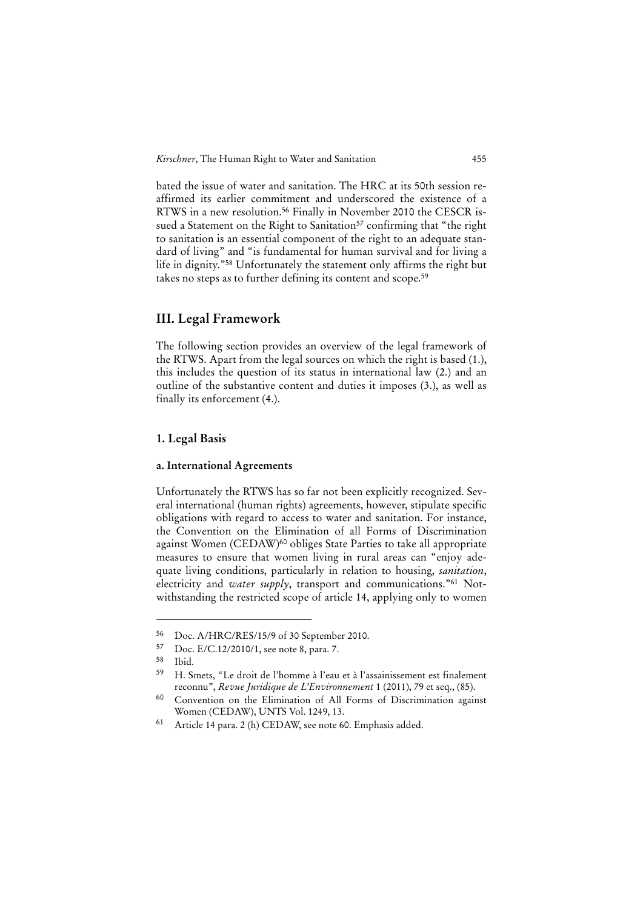bated the issue of water and sanitation. The HRC at its 50th session reaffirmed its earlier commitment and underscored the existence of a RTWS in a new resolution.[56] Finally in November 2010 the CESCR issued a Statement on the Right to Sanitation[57] confirming that "the right to sanitation is an essential component of the right to an adequate standard of living" and "is fundamental for human survival and for living a life in dignity."[58] Unfortunately the statement only affirms the right but takes no steps as to further defining its content and scope.[59]

## III. Legal Framework

The following section provides an overview of the legal framework of the RTWS. Apart from the legal sources on which the right is based (1.), this includes the question of its status in international law (2.) and an outline of the substantive content and duties it imposes (3.), as well as finally its enforcement (4.).

### 1. Legal Basis

#### a. International Agreements

Unfortunately the RTWS has so far not been explicitly recognized. Several international (human rights) agreements, however, stipulate specific obligations with regard to access to water and sanitation. For instance, the Convention on the Elimination of all Forms of Discrimination against Women (CEDAW)[60] obliges State Parties to take all appropriate measures to ensure that women living in rural areas can "enjoy adequate living conditions, particularly in relation to housing, *sanitation*, electricity and *water supply*, transport and communications."[61] Notwithstanding the restricted scope of article 14, applying only to women

---

[56] Doc. A/HRC/RES/15/9 of 30 September 2010.

[57] Doc. E/C.12/2010/1, see note 8, para. 7.

[58] Ibid.

[59] H. Smets, "Le droit de l'homme à l'eau et à l'assainissement est finalement reconnu", *Revue Juridique de L'Environnement* 1 (2011), 79 et seq., (85).

[60] Convention on the Elimination of All Forms of Discrimination against Women (CEDAW), UNTS Vol. 1249, 13.

[61] Article 14 para. 2 (h) CEDAW, see note 60. Emphasis added.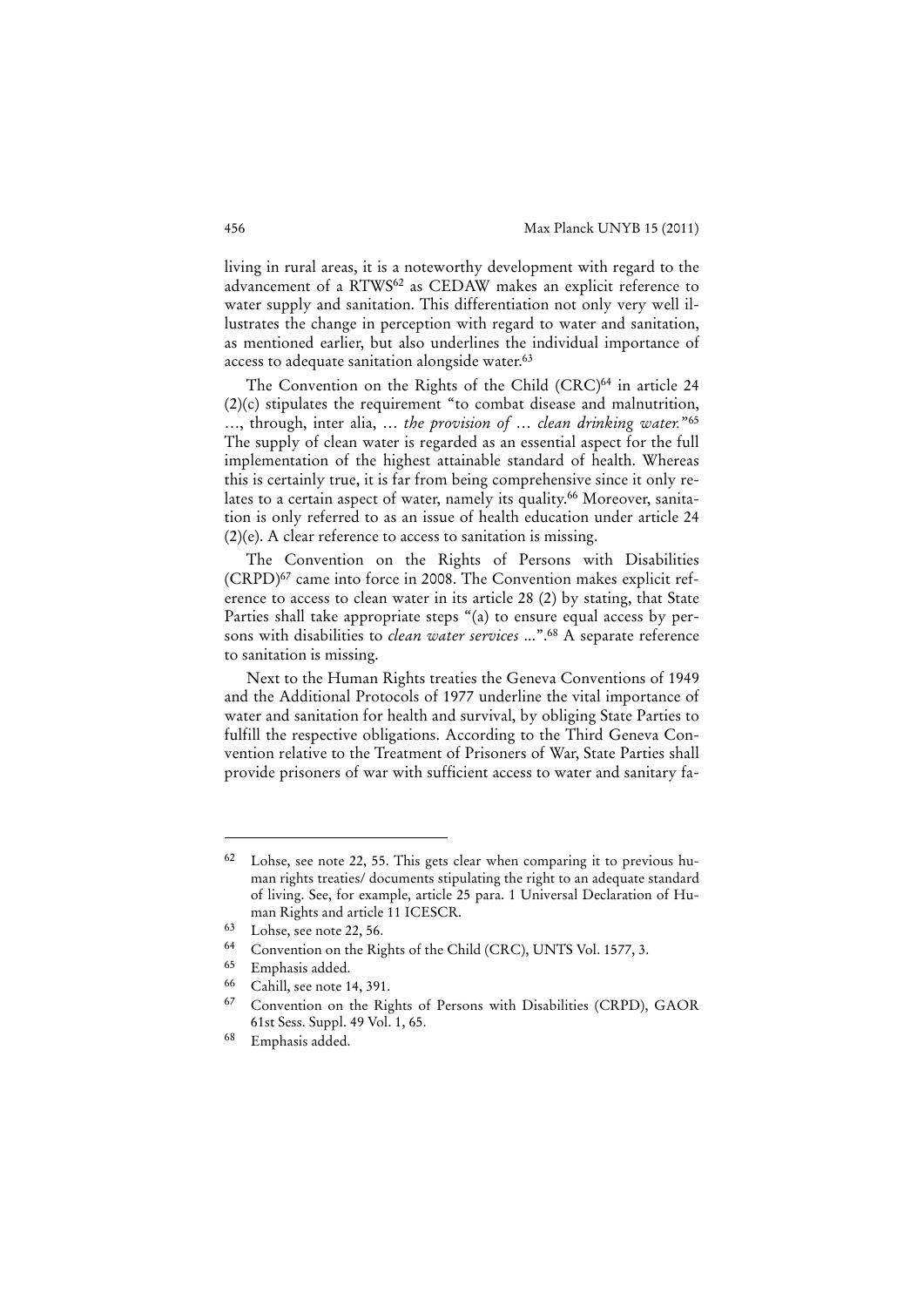living in rural areas, it is a noteworthy development with regard to the advancement of a RTWS[62] as CEDAW makes an explicit reference to water supply and sanitation. This differentiation not only very well illustrates the change in perception with regard to water and sanitation, as mentioned earlier, but also underlines the individual importance of access to adequate sanitation alongside water.[63]

The Convention on the Rights of the Child (CRC)[64] in article 24 (2)(c) stipulates the requirement "to combat disease and malnutrition, ..., through, inter alia, ... *the provision of ... clean drinking water.*"[65] The supply of clean water is regarded as an essential aspect for the full implementation of the highest attainable standard of health. Whereas this is certainly true, it is far from being comprehensive since it only relates to a certain aspect of water, namely its quality.[66] Moreover, sanitation is only referred to as an issue of health education under article 24 (2)(e). A clear reference to access to sanitation is missing.

The Convention on the Rights of Persons with Disabilities (CRPD)[67] came into force in 2008. The Convention makes explicit reference to access to clean water in its article 28 (2) by stating, that State Parties shall take appropriate steps "(a) to ensure equal access by persons with disabilities to *clean water services* ...".[68] A separate reference to sanitation is missing.

Next to the Human Rights treaties the Geneva Conventions of 1949 and the Additional Protocols of 1977 underline the vital importance of water and sanitation for health and survival, by obliging State Parties to fulfill the respective obligations. According to the Third Geneva Convention relative to the Treatment of Prisoners of War, State Parties shall provide prisoners of war with sufficient access to water and sanitary fa-

---

[62] Lohse, see note 22, 55. This gets clear when comparing it to previous human rights treaties/ documents stipulating the right to an adequate standard of living. See, for example, article 25 para. 1 Universal Declaration of Human Rights and article 11 ICESCR.

[63] Lohse, see note 22, 56.

[64] Convention on the Rights of the Child (CRC), UNTS Vol. 1577, 3.

[65] Emphasis added.

[66] Cahill, see note 14, 391.

[67] Convention on the Rights of Persons with Disabilities (CRPD), GAOR 61st Sess. Suppl. 49 Vol. 1, 65.

[68] Emphasis added.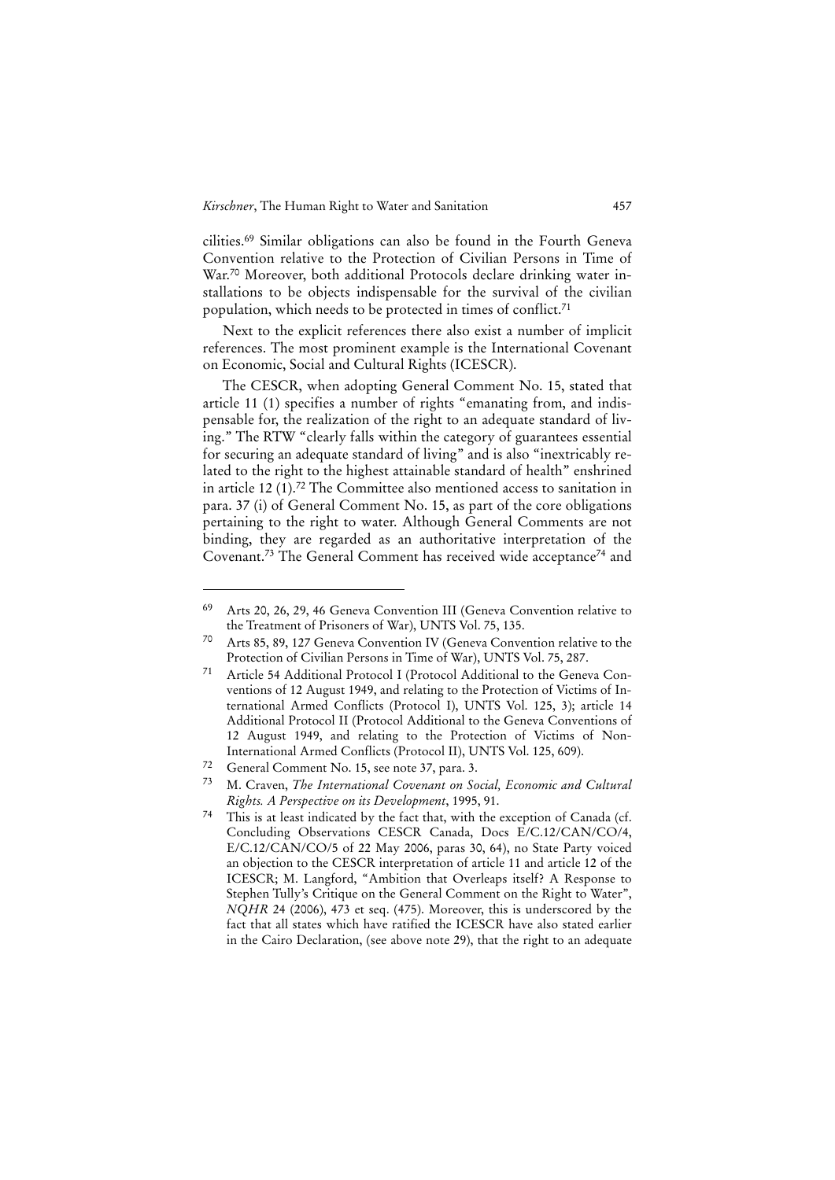cilities.[69] Similar obligations can also be found in the Fourth Geneva Convention relative to the Protection of Civilian Persons in Time of War.[70] Moreover, both additional Protocols declare drinking water installations to be objects indispensable for the survival of the civilian population, which needs to be protected in times of conflict.[71]

Next to the explicit references there also exist a number of implicit references. The most prominent example is the International Covenant on Economic, Social and Cultural Rights (ICESCR).

The CESCR, when adopting General Comment No. 15, stated that article 11 (1) specifies a number of rights "emanating from, and indispensable for, the realization of the right to an adequate standard of living." The RTW "clearly falls within the category of guarantees essential for securing an adequate standard of living" and is also "inextricably related to the right to the highest attainable standard of health" enshrined in article 12 (1).[72] The Committee also mentioned access to sanitation in para. 37 (i) of General Comment No. 15, as part of the core obligations pertaining to the right to water. Although General Comments are not binding, they are regarded as an authoritative interpretation of the Covenant.[73] The General Comment has received wide acceptance[74] and

---

[69] Arts 20, 26, 29, 46 Geneva Convention III (Geneva Convention relative to the Treatment of Prisoners of War), UNTS Vol. 75, 135.

[70] Arts 85, 89, 127 Geneva Convention IV (Geneva Convention relative to the Protection of Civilian Persons in Time of War), UNTS Vol. 75, 287.

[71] Article 54 Additional Protocol I (Protocol Additional to the Geneva Conventions of 12 August 1949, and relating to the Protection of Victims of International Armed Conflicts (Protocol I), UNTS Vol. 125, 3); article 14 Additional Protocol II (Protocol Additional to the Geneva Conventions of 12 August 1949, and relating to the Protection of Victims of Non-International Armed Conflicts (Protocol II), UNTS Vol. 125, 609).

[72] General Comment No. 15, see note 37, para. 3.

[73] M. Craven, *The International Covenant on Social, Economic and Cultural Rights. A Perspective on its Development*, 1995, 91.

[74] This is at least indicated by the fact that, with the exception of Canada (cf. Concluding Observations CESCR Canada, Docs E/C.12/CAN/CO/4, E/C.12/CAN/CO/5 of 22 May 2006, paras 30, 64), no State Party voiced an objection to the CESCR interpretation of article 11 and article 12 of the ICESCR; M. Langford, "Ambition that Overleaps itself? A Response to Stephen Tully's Critique on the General Comment on the Right to Water", *NQHR* 24 (2006), 473 et seq. (475). Moreover, this is underscored by the fact that all states which have ratified the ICESCR have also stated earlier in the Cairo Declaration, (see above note 29), that the right to an adequate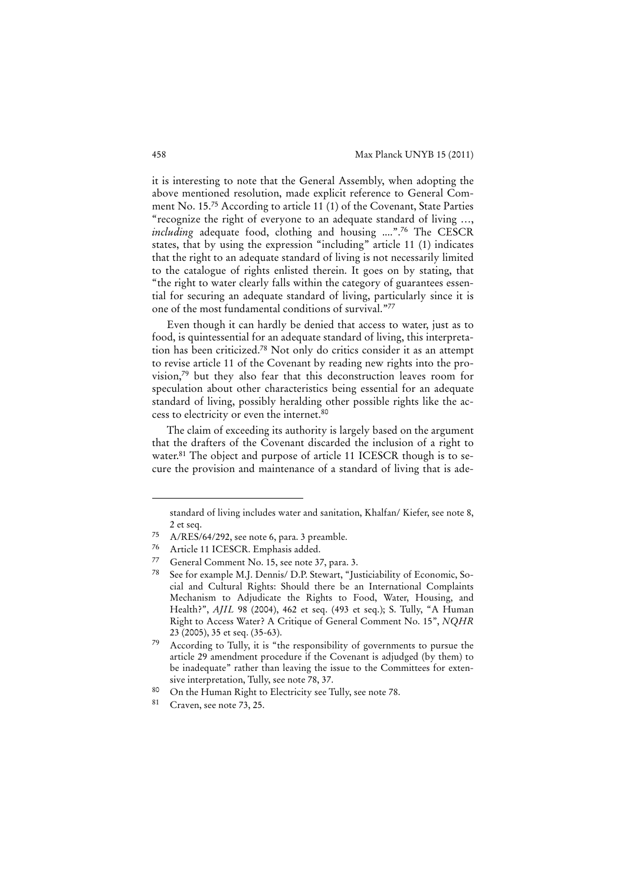it is interesting to note that the General Assembly, when adopting the above mentioned resolution, made explicit reference to General Comment No. 15.[75] According to article 11 (1) of the Covenant, State Parties "recognize the right of everyone to an adequate standard of living …, *including* adequate food, clothing and housing ....".[76] The CESCR states, that by using the expression "including" article 11 (1) indicates that the right to an adequate standard of living is not necessarily limited to the catalogue of rights enlisted therein. It goes on by stating, that "the right to water clearly falls within the category of guarantees essential for securing an adequate standard of living, particularly since it is one of the most fundamental conditions of survival."[77]

Even though it can hardly be denied that access to water, just as to food, is quintessential for an adequate standard of living, this interpretation has been criticized.[78] Not only do critics consider it as an attempt to revise article 11 of the Covenant by reading new rights into the provision,[79] but they also fear that this deconstruction leaves room for speculation about other characteristics being essential for an adequate standard of living, possibly heralding other possible rights like the access to electricity or even the internet.[80]

The claim of exceeding its authority is largely based on the argument that the drafters of the Covenant discarded the inclusion of a right to water.[81] The object and purpose of article 11 ICESCR though is to secure the provision and maintenance of a standard of living that is ade-

---

standard of living includes water and sanitation, Khalfan/ Kiefer, see note 8, 2 et seq.

[75] A/RES/64/292, see note 6, para. 3 preamble.

[76] Article 11 ICESCR. Emphasis added.

[77] General Comment No. 15, see note 37, para. 3.

[78] See for example M.J. Dennis/ D.P. Stewart, "Justiciability of Economic, Social and Cultural Rights: Should there be an International Complaints Mechanism to Adjudicate the Rights to Food, Water, Housing, and Health?", *AJIL* 98 (2004), 462 et seq. (493 et seq.); S. Tully, "A Human Right to Access Water? A Critique of General Comment No. 15", *NQHR* 23 (2005), 35 et seq. (35-63).

[79] According to Tully, it is "the responsibility of governments to pursue the article 29 amendment procedure if the Covenant is adjudged (by them) to be inadequate" rather than leaving the issue to the Committees for extensive interpretation, Tully, see note 78, 37.

[80] On the Human Right to Electricity see Tully, see note 78.

[81] Craven, see note 73, 25.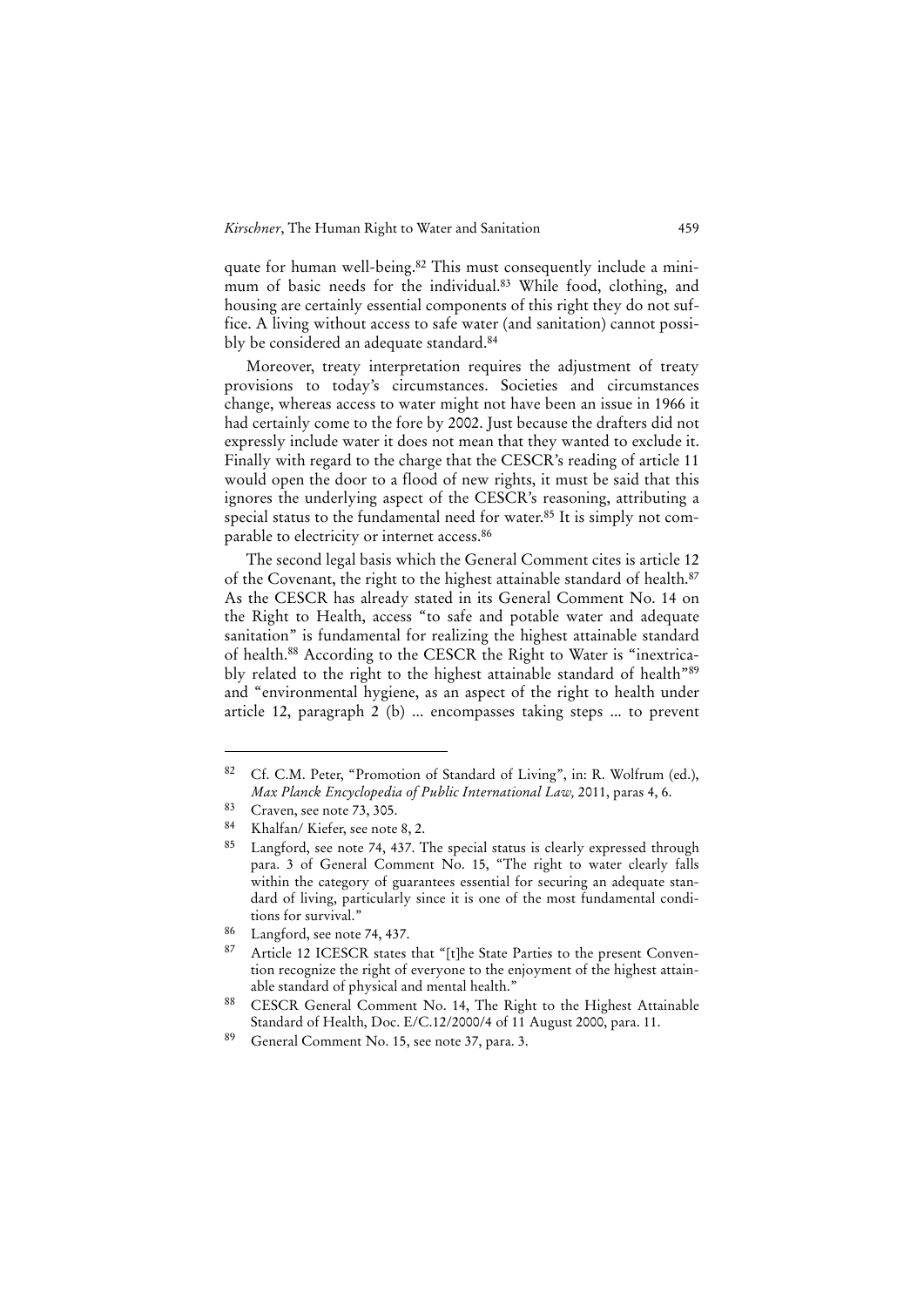quate for human well-being.[82] This must consequently include a minimum of basic needs for the individual.[83] While food, clothing, and housing are certainly essential components of this right they do not suffice. A living without access to safe water (and sanitation) cannot possibly be considered an adequate standard.[84]

Moreover, treaty interpretation requires the adjustment of treaty provisions to today's circumstances. Societies and circumstances change, whereas access to water might not have been an issue in 1966 it had certainly come to the fore by 2002. Just because the drafters did not expressly include water it does not mean that they wanted to exclude it. Finally with regard to the charge that the CESCR's reading of article 11 would open the door to a flood of new rights, it must be said that this ignores the underlying aspect of the CESCR's reasoning, attributing a special status to the fundamental need for water.[85] It is simply not comparable to electricity or internet access.[86]

The second legal basis which the General Comment cites is article 12 of the Covenant, the right to the highest attainable standard of health.[87] As the CESCR has already stated in its General Comment No. 14 on the Right to Health, access "to safe and potable water and adequate sanitation" is fundamental for realizing the highest attainable standard of health.[88] According to the CESCR the Right to Water is "inextricably related to the right to the highest attainable standard of health"[89] and "environmental hygiene, as an aspect of the right to health under article 12, paragraph 2 (b) ... encompasses taking steps ... to prevent

---

[82] Cf. C.M. Peter, "Promotion of Standard of Living", in: R. Wolfrum (ed.), *Max Planck Encyclopedia of Public International Law,* 2011, paras 4, 6.

[83] Craven, see note 73, 305.

[84] Khalfan/ Kiefer, see note 8, 2.

[85] Langford, see note 74, 437. The special status is clearly expressed through para. 3 of General Comment No. 15, "The right to water clearly falls within the category of guarantees essential for securing an adequate standard of living, particularly since it is one of the most fundamental conditions for survival."

[86] Langford, see note 74, 437.

[87] Article 12 ICESCR states that "[t]he State Parties to the present Convention recognize the right of everyone to the enjoyment of the highest attainable standard of physical and mental health."

[88] CESCR General Comment No. 14, The Right to the Highest Attainable Standard of Health, Doc. E/C.12/2000/4 of 11 August 2000, para. 11.

[89] General Comment No. 15, see note 37, para. 3.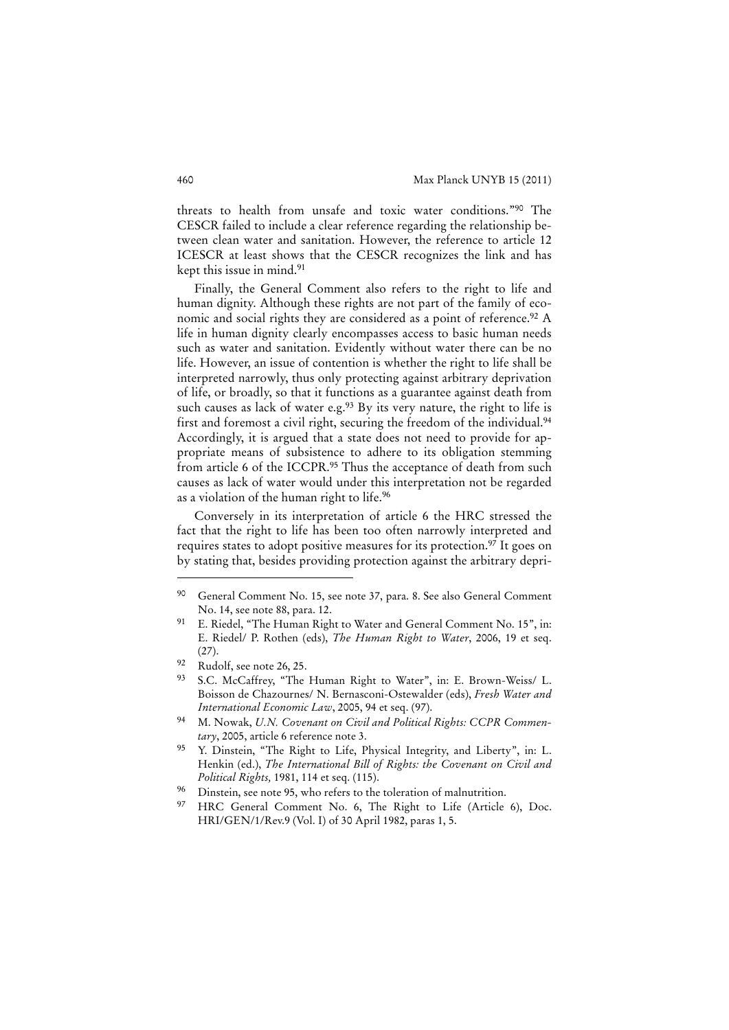threats to health from unsafe and toxic water conditions."[90] The CESCR failed to include a clear reference regarding the relationship between clean water and sanitation. However, the reference to article 12 ICESCR at least shows that the CESCR recognizes the link and has kept this issue in mind.[91]

Finally, the General Comment also refers to the right to life and human dignity. Although these rights are not part of the family of economic and social rights they are considered as a point of reference.[92] A life in human dignity clearly encompasses access to basic human needs such as water and sanitation. Evidently without water there can be no life. However, an issue of contention is whether the right to life shall be interpreted narrowly, thus only protecting against arbitrary deprivation of life, or broadly, so that it functions as a guarantee against death from such causes as lack of water e.g.[93] By its very nature, the right to life is first and foremost a civil right, securing the freedom of the individual.[94] Accordingly, it is argued that a state does not need to provide for appropriate means of subsistence to adhere to its obligation stemming from article 6 of the ICCPR.[95] Thus the acceptance of death from such causes as lack of water would under this interpretation not be regarded as a violation of the human right to life.[96]

Conversely in its interpretation of article 6 the HRC stressed the fact that the right to life has been too often narrowly interpreted and requires states to adopt positive measures for its protection.[97] It goes on by stating that, besides providing protection against the arbitrary depri-

---

[90] General Comment No. 15, see note 37, para. 8. See also General Comment No. 14, see note 88, para. 12.

[91] E. Riedel, "The Human Right to Water and General Comment No. 15", in: E. Riedel/ P. Rothen (eds), *The Human Right to Water*, 2006, 19 et seq. (27).

[92] Rudolf, see note 26, 25.

[93] S.C. McCaffrey, "The Human Right to Water", in: E. Brown-Weiss/ L. Boisson de Chazournes/ N. Bernasconi-Ostewalder (eds), *Fresh Water and International Economic Law*, 2005, 94 et seq. (97).

[94] M. Nowak, *U.N. Covenant on Civil and Political Rights: CCPR Commentary*, 2005, article 6 reference note 3.

[95] Y. Dinstein, "The Right to Life, Physical Integrity, and Liberty", in: L. Henkin (ed.), *The International Bill of Rights: the Covenant on Civil and Political Rights,* 1981, 114 et seq. (115).

[96] Dinstein, see note 95, who refers to the toleration of malnutrition.

[97] HRC General Comment No. 6, The Right to Life (Article 6), Doc. HRI/GEN/1/Rev.9 (Vol. I) of 30 April 1982, paras 1, 5.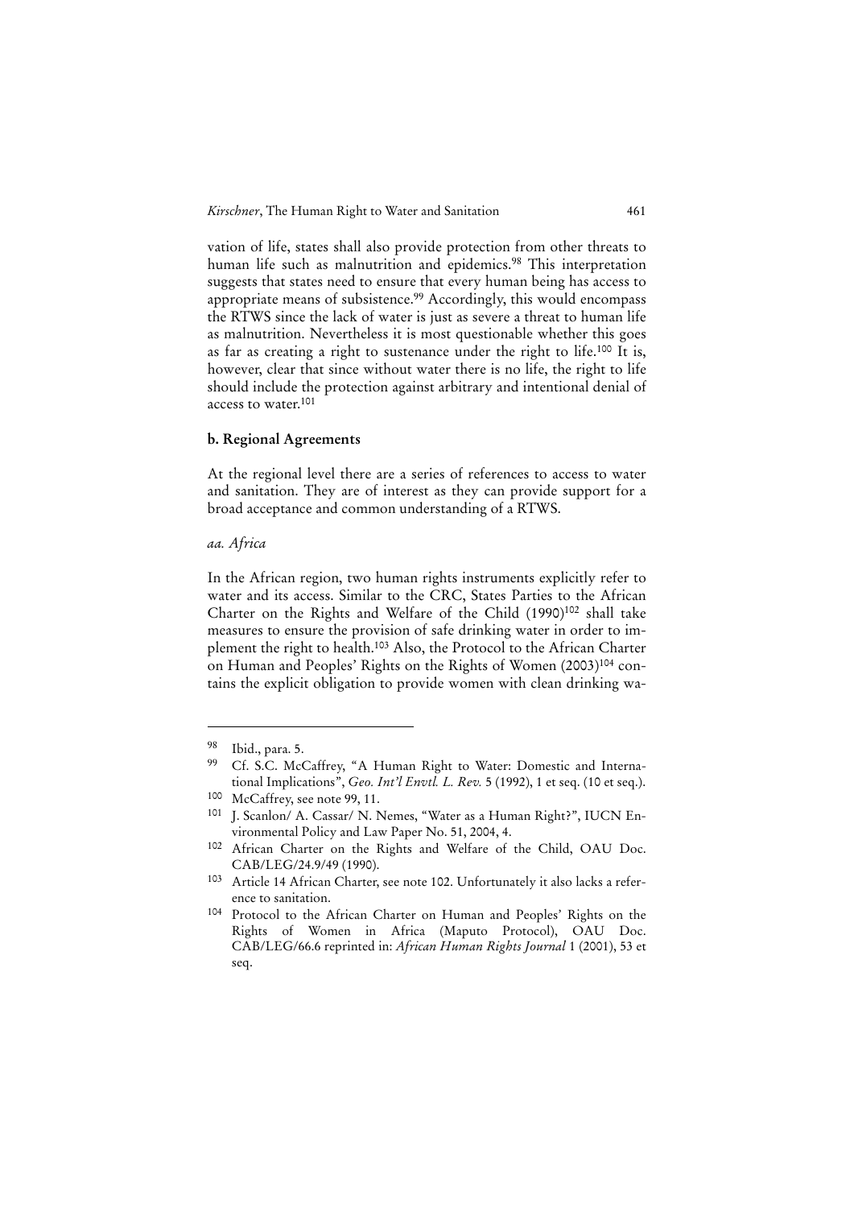vation of life, states shall also provide protection from other threats to human life such as malnutrition and epidemics.[98] This interpretation suggests that states need to ensure that every human being has access to appropriate means of subsistence.[99] Accordingly, this would encompass the RTWS since the lack of water is just as severe a threat to human life as malnutrition. Nevertheless it is most questionable whether this goes as far as creating a right to sustenance under the right to life.[100] It is, however, clear that since without water there is no life, the right to life should include the protection against arbitrary and intentional denial of access to water.[101]

### b. Regional Agreements

At the regional level there are a series of references to access to water and sanitation. They are of interest as they can provide support for a broad acceptance and common understanding of a RTWS.

#### *aa. Africa*

In the African region, two human rights instruments explicitly refer to water and its access. Similar to the CRC, States Parties to the African Charter on the Rights and Welfare of the Child (1990)[102] shall take measures to ensure the provision of safe drinking water in order to implement the right to health.[103] Also, the Protocol to the African Charter on Human and Peoples' Rights on the Rights of Women (2003)[104] contains the explicit obligation to provide women with clean drinking wa-

---

[98] Ibid., para. 5.

[99] Cf. S.C. McCaffrey, "A Human Right to Water: Domestic and International Implications", *Geo. Int'l Envtl. L. Rev.* 5 (1992), 1 et seq. (10 et seq.).

[100] McCaffrey, see note 99, 11.

[101] J. Scanlon/ A. Cassar/ N. Nemes, "Water as a Human Right?", IUCN Environmental Policy and Law Paper No. 51, 2004, 4.

[102] African Charter on the Rights and Welfare of the Child, OAU Doc. CAB/LEG/24.9/49 (1990).

[103] Article 14 African Charter, see note 102. Unfortunately it also lacks a reference to sanitation.

[104] Protocol to the African Charter on Human and Peoples' Rights on the Rights of Women in Africa (Maputo Protocol), OAU Doc. CAB/LEG/66.6 reprinted in: *African Human Rights Journal* 1 (2001), 53 et seq.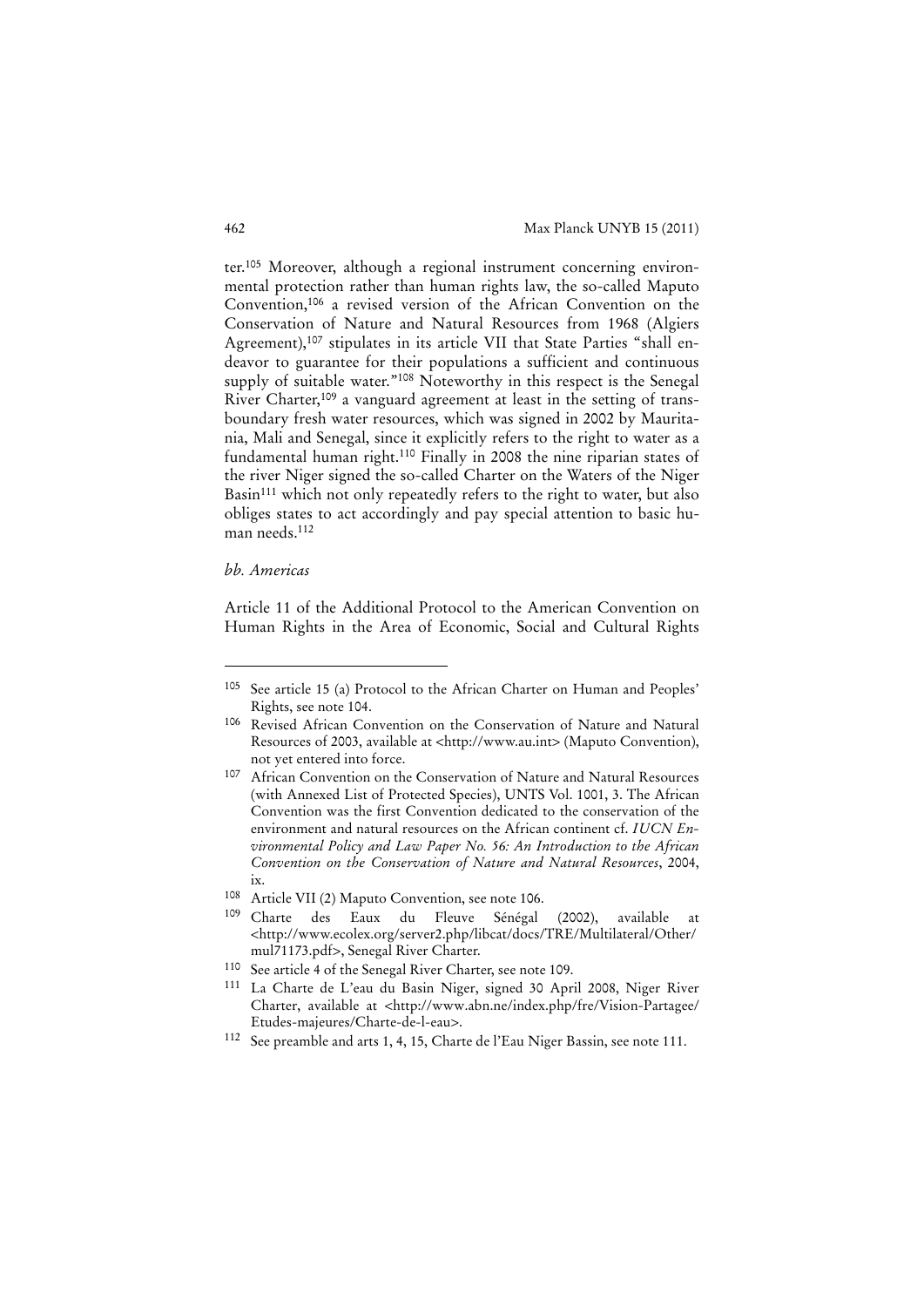ter.[105] Moreover, although a regional instrument concerning environmental protection rather than human rights law, the so-called Maputo Convention,[106] a revised version of the African Convention on the Conservation of Nature and Natural Resources from 1968 (Algiers Agreement),[107] stipulates in its article VII that State Parties "shall endeavor to guarantee for their populations a sufficient and continuous supply of suitable water."[108] Noteworthy in this respect is the Senegal River Charter,[109] a vanguard agreement at least in the setting of transboundary fresh water resources, which was signed in 2002 by Mauritania, Mali and Senegal, since it explicitly refers to the right to water as a fundamental human right.[110] Finally in 2008 the nine riparian states of the river Niger signed the so-called Charter on the Waters of the Niger Basin[111] which not only repeatedly refers to the right to water, but also obliges states to act accordingly and pay special attention to basic human needs.[112]

*bb. Americas*

Article 11 of the Additional Protocol to the American Convention on Human Rights in the Area of Economic, Social and Cultural Rights

---

[105] See article 15 (a) Protocol to the African Charter on Human and Peoples' Rights, see note 104.

[106] Revised African Convention on the Conservation of Nature and Natural Resources of 2003, available at <http://www.au.int> (Maputo Convention), not yet entered into force.

[107] African Convention on the Conservation of Nature and Natural Resources (with Annexed List of Protected Species), UNTS Vol. 1001, 3. The African Convention was the first Convention dedicated to the conservation of the environment and natural resources on the African continent cf. *IUCN Environmental Policy and Law Paper No. 56: An Introduction to the African Convention on the Conservation of Nature and Natural Resources*, 2004, ix.

[108] Article VII (2) Maputo Convention, see note 106.

[109] Charte des Eaux du Fleuve Sénégal (2002), available at <http://www.ecolex.org/server2.php/libcat/docs/TRE/Multilateral/Other/mul71173.pdf>, Senegal River Charter.

[110] See article 4 of the Senegal River Charter, see note 109.

[111] La Charte de L'eau du Basin Niger, signed 30 April 2008, Niger River Charter, available at <http://www.abn.ne/index.php/fre/Vision-Partagee/Etudes-majeures/Charte-de-l-eau>.

[112] See preamble and arts 1, 4, 15, Charte de l'Eau Niger Bassin, see note 111.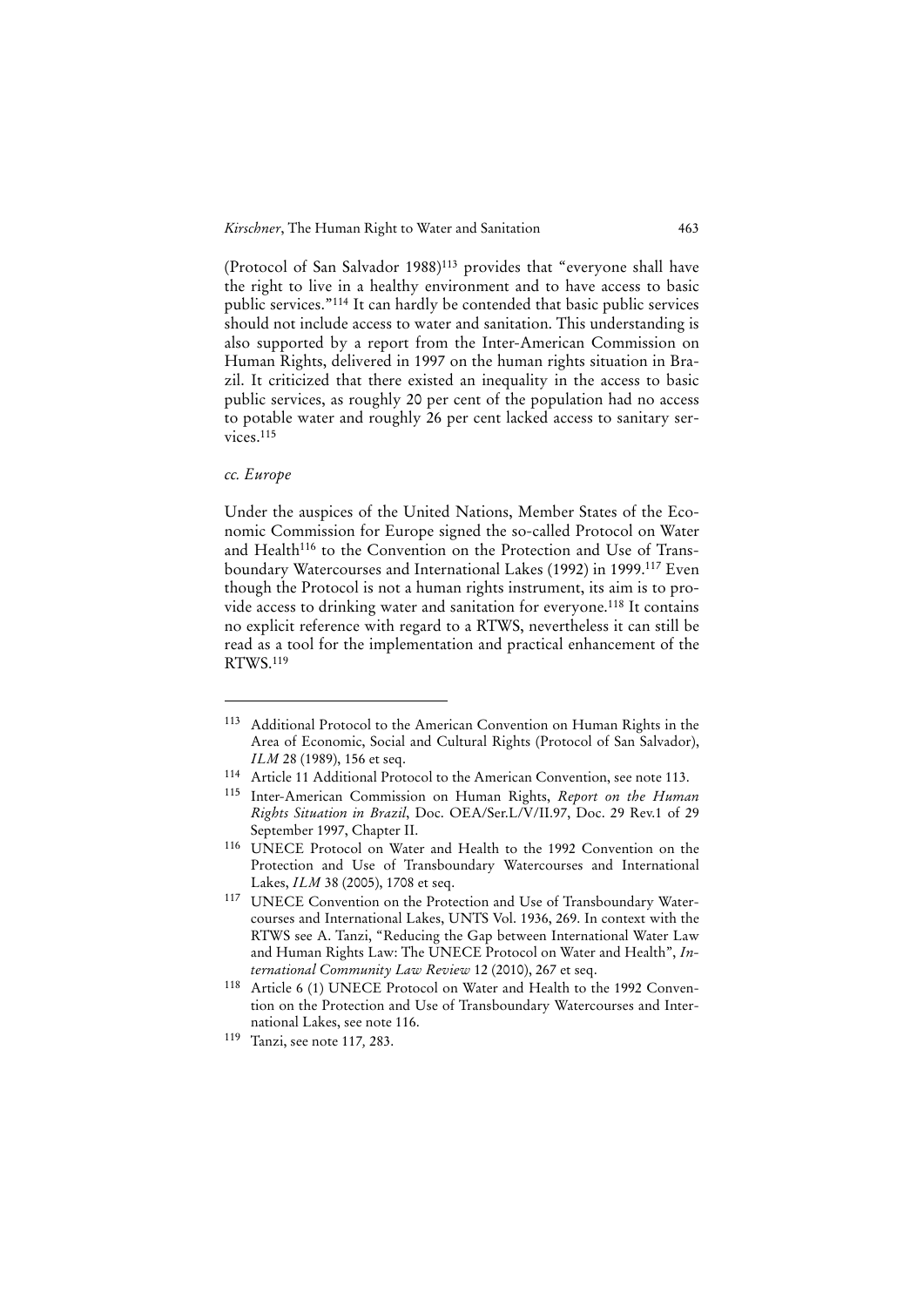(Protocol of San Salvador 1988)[113] provides that "everyone shall have the right to live in a healthy environment and to have access to basic public services."[114] It can hardly be contended that basic public services should not include access to water and sanitation. This understanding is also supported by a report from the Inter-American Commission on Human Rights, delivered in 1997 on the human rights situation in Brazil. It criticized that there existed an inequality in the access to basic public services, as roughly 20 per cent of the population had no access to potable water and roughly 26 per cent lacked access to sanitary services.[115]

#### *cc. Europe*

Under the auspices of the United Nations, Member States of the Economic Commission for Europe signed the so-called Protocol on Water and Health[116] to the Convention on the Protection and Use of Transboundary Watercourses and International Lakes (1992) in 1999.[117] Even though the Protocol is not a human rights instrument, its aim is to provide access to drinking water and sanitation for everyone.[118] It contains no explicit reference with regard to a RTWS, nevertheless it can still be read as a tool for the implementation and practical enhancement of the RTWS.[119]

---

[113] Additional Protocol to the American Convention on Human Rights in the Area of Economic, Social and Cultural Rights (Protocol of San Salvador), *ILM* 28 (1989), 156 et seq.

[114] Article 11 Additional Protocol to the American Convention, see note 113.

[115] Inter-American Commission on Human Rights, *Report on the Human Rights Situation in Brazil*, Doc. OEA/Ser.L/V/II.97, Doc. 29 Rev.1 of 29 September 1997, Chapter II.

[116] UNECE Protocol on Water and Health to the 1992 Convention on the Protection and Use of Transboundary Watercourses and International Lakes, *ILM* 38 (2005), 1708 et seq.

[117] UNECE Convention on the Protection and Use of Transboundary Watercourses and International Lakes, UNTS Vol. 1936, 269. In context with the RTWS see A. Tanzi, "Reducing the Gap between International Water Law and Human Rights Law: The UNECE Protocol on Water and Health", *International Community Law Review* 12 (2010), 267 et seq.

[118] Article 6 (1) UNECE Protocol on Water and Health to the 1992 Convention on the Protection and Use of Transboundary Watercourses and International Lakes, see note 116.

[119] Tanzi, see note 117, 283.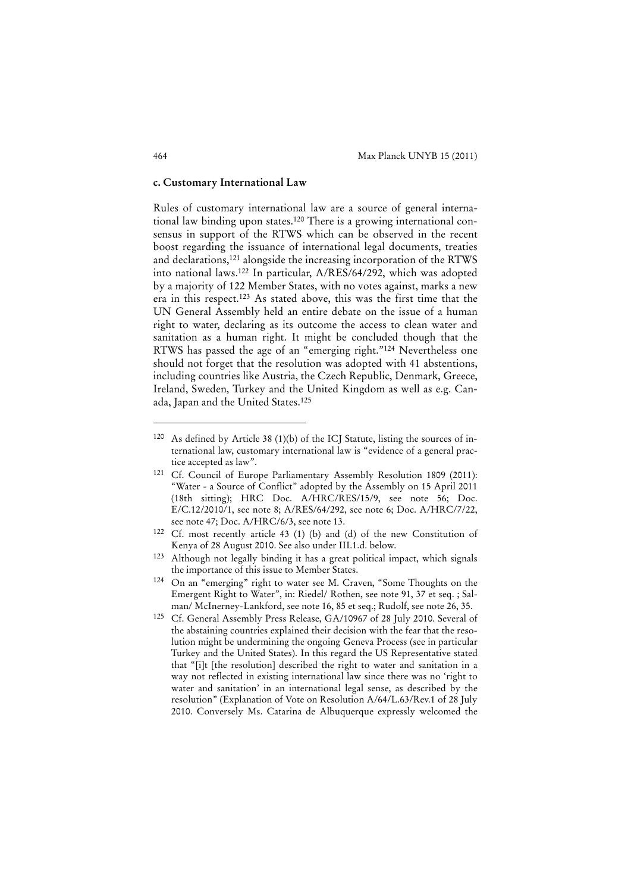### c. Customary International Law

Rules of customary international law are a source of general international law binding upon states.[120] There is a growing international consensus in support of the RTWS which can be observed in the recent boost regarding the issuance of international legal documents, treaties and declarations,[121] alongside the increasing incorporation of the RTWS into national laws.[122] In particular, A/RES/64/292, which was adopted by a majority of 122 Member States, with no votes against, marks a new era in this respect.[123] As stated above, this was the first time that the UN General Assembly held an entire debate on the issue of a human right to water, declaring as its outcome the access to clean water and sanitation as a human right. It might be concluded though that the RTWS has passed the age of an "emerging right."[124] Nevertheless one should not forget that the resolution was adopted with 41 abstentions, including countries like Austria, the Czech Republic, Denmark, Greece, Ireland, Sweden, Turkey and the United Kingdom as well as e.g. Canada, Japan and the United States.[125]

---

[120] As defined by Article 38 (1)(b) of the ICJ Statute, listing the sources of international law, customary international law is "evidence of a general practice accepted as law".

[121] Cf. Council of Europe Parliamentary Assembly Resolution 1809 (2011): "Water - a Source of Conflict" adopted by the Assembly on 15 April 2011 (18th sitting); HRC Doc. A/HRC/RES/15/9, see note 56; Doc. E/C.12/2010/1, see note 8; A/RES/64/292, see note 6; Doc. A/HRC/7/22, see note 47; Doc. A/HRC/6/3, see note 13.

[122] Cf. most recently article 43 (1) (b) and (d) of the new Constitution of Kenya of 28 August 2010. See also under III.1.d. below.

[123] Although not legally binding it has a great political impact, which signals the importance of this issue to Member States.

[124] On an "emerging" right to water see M. Craven, "Some Thoughts on the Emergent Right to Water", in: Riedel/ Rothen, see note 91, 37 et seq. ; Salman/ McInerney-Lankford, see note 16, 85 et seq.; Rudolf, see note 26, 35.

[125] Cf. General Assembly Press Release, GA/10967 of 28 July 2010. Several of the abstaining countries explained their decision with the fear that the resolution might be undermining the ongoing Geneva Process (see in particular Turkey and the United States). In this regard the US Representative stated that "[i]t [the resolution] described the right to water and sanitation in a way not reflected in existing international law since there was no 'right to water and sanitation' in an international legal sense, as described by the resolution" (Explanation of Vote on Resolution A/64/L.63/Rev.1 of 28 July 2010. Conversely Ms. Catarina de Albuquerque expressly welcomed the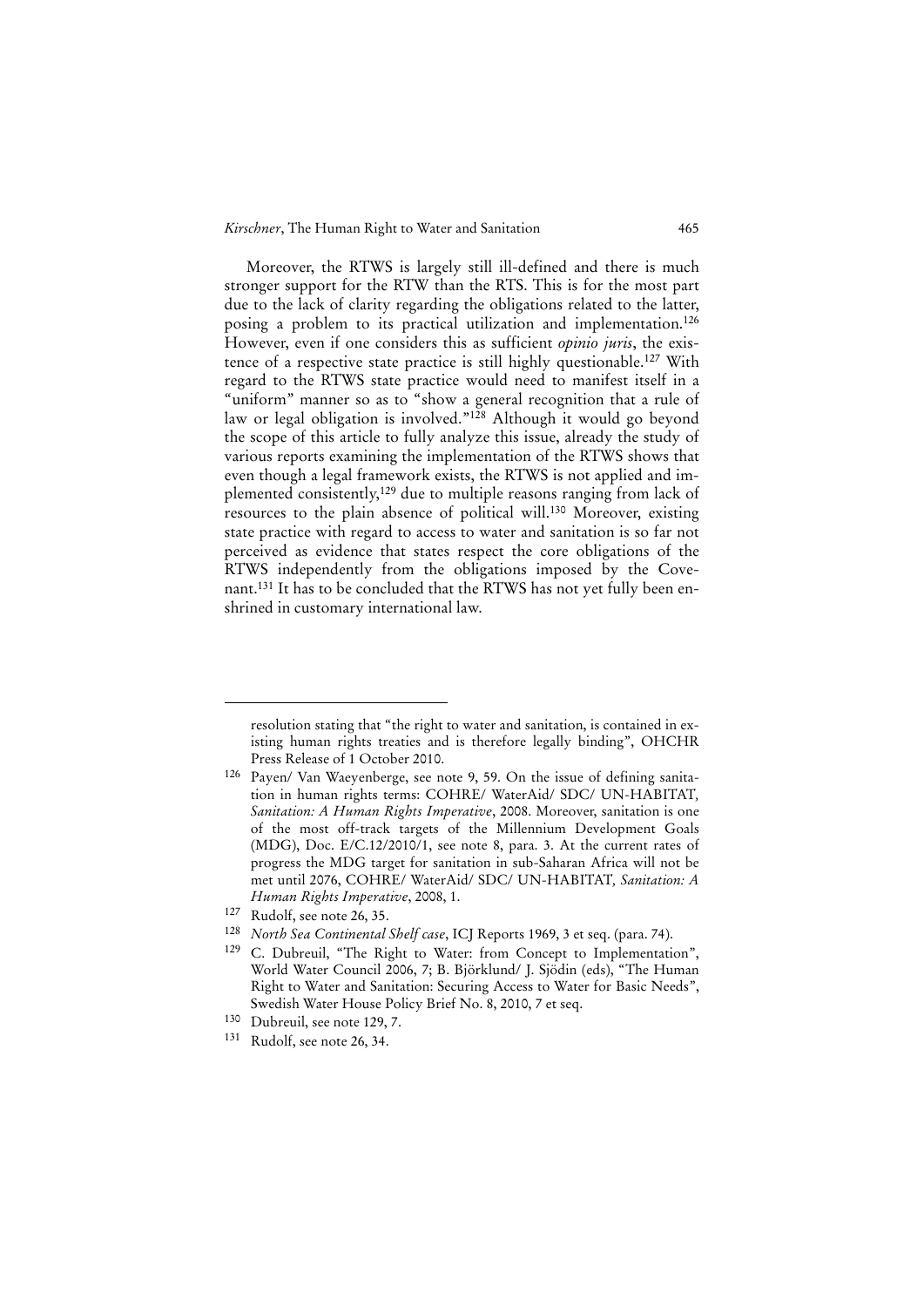Moreover, the RTWS is largely still ill-defined and there is much stronger support for the RTW than the RTS. This is for the most part due to the lack of clarity regarding the obligations related to the latter, posing a problem to its practical utilization and implementation.[126] However, even if one considers this as sufficient *opinio juris*, the existence of a respective state practice is still highly questionable.[127] With regard to the RTWS state practice would need to manifest itself in a "uniform" manner so as to "show a general recognition that a rule of law or legal obligation is involved."[128] Although it would go beyond the scope of this article to fully analyze this issue, already the study of various reports examining the implementation of the RTWS shows that even though a legal framework exists, the RTWS is not applied and implemented consistently,[129] due to multiple reasons ranging from lack of resources to the plain absence of political will.[130] Moreover, existing state practice with regard to access to water and sanitation is so far not perceived as evidence that states respect the core obligations of the RTWS independently from the obligations imposed by the Covenant.[131] It has to be concluded that the RTWS has not yet fully been enshrined in customary international law.

---

resolution stating that "the right to water and sanitation, is contained in existing human rights treaties and is therefore legally binding", OHCHR Press Release of 1 October 2010.

[126] Payen/ Van Waeyenberge, see note 9, 59. On the issue of defining sanitation in human rights terms: COHRE/ WaterAid/ SDC/ UN-HABITAT, *Sanitation: A Human Rights Imperative*, 2008. Moreover, sanitation is one of the most off-track targets of the Millennium Development Goals (MDG), Doc. E/C.12/2010/1, see note 8, para. 3. At the current rates of progress the MDG target for sanitation in sub-Saharan Africa will not be met until 2076, COHRE/ WaterAid/ SDC/ UN-HABITAT, *Sanitation: A Human Rights Imperative*, 2008, 1.

[127] Rudolf, see note 26, 35.

[128] *North Sea Continental Shelf case*, ICJ Reports 1969, 3 et seq. (para. 74).

[129] C. Dubreuil, "The Right to Water: from Concept to Implementation", World Water Council 2006, 7; B. Björklund/ J. Sjödin (eds), "The Human Right to Water and Sanitation: Securing Access to Water for Basic Needs", Swedish Water House Policy Brief No. 8, 2010, 7 et seq.

[130] Dubreuil, see note 129, 7.

[131] Rudolf, see note 26, 34.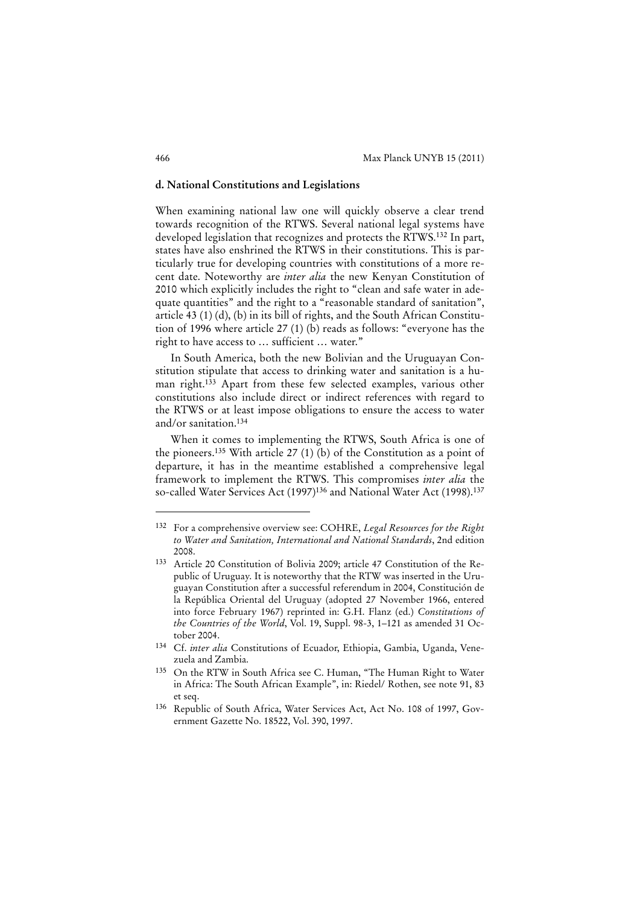### d. National Constitutions and Legislations

When examining national law one will quickly observe a clear trend towards recognition of the RTWS. Several national legal systems have developed legislation that recognizes and protects the RTWS.[132] In part, states have also enshrined the RTWS in their constitutions. This is particularly true for developing countries with constitutions of a more recent date. Noteworthy are *inter alia* the new Kenyan Constitution of 2010 which explicitly includes the right to "clean and safe water in adequate quantities" and the right to a "reasonable standard of sanitation", article 43 (1) (d), (b) in its bill of rights, and the South African Constitution of 1996 where article 27 (1) (b) reads as follows: "everyone has the right to have access to … sufficient … water."

In South America, both the new Bolivian and the Uruguayan Constitution stipulate that access to drinking water and sanitation is a human right.[133] Apart from these few selected examples, various other constitutions also include direct or indirect references with regard to the RTWS or at least impose obligations to ensure the access to water and/or sanitation.[134]

When it comes to implementing the RTWS, South Africa is one of the pioneers.[135] With article 27 (1) (b) of the Constitution as a point of departure, it has in the meantime established a comprehensive legal framework to implement the RTWS. This compromises *inter alia* the so-called Water Services Act (1997)[136] and National Water Act (1998).[137]

---

[132] For a comprehensive overview see: COHRE, *Legal Resources for the Right to Water and Sanitation, International and National Standards*, 2nd edition 2008.

[133] Article 20 Constitution of Bolivia 2009; article 47 Constitution of the Republic of Uruguay. It is noteworthy that the RTW was inserted in the Uruguayan Constitution after a successful referendum in 2004, Constitución de la República Oriental del Uruguay (adopted 27 November 1966, entered into force February 1967) reprinted in: G.H. Flanz (ed.) *Constitutions of the Countries of the World*, Vol. 19, Suppl. 98-3, 1–121 as amended 31 October 2004.

[134] Cf. *inter alia* Constitutions of Ecuador, Ethiopia, Gambia, Uganda, Venezuela and Zambia.

[135] On the RTW in South Africa see C. Human, "The Human Right to Water in Africa: The South African Example", in: Riedel/ Rothen, see note 91, 83 et seq.

[136] Republic of South Africa, Water Services Act, Act No. 108 of 1997, Government Gazette No. 18522, Vol. 390, 1997.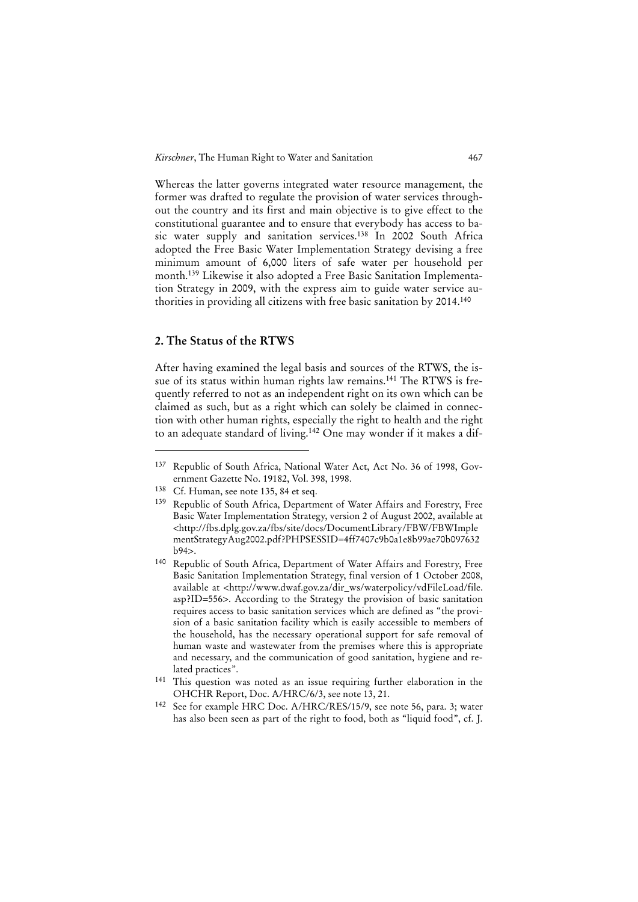Whereas the latter governs integrated water resource management, the former was drafted to regulate the provision of water services throughout the country and its first and main objective is to give effect to the constitutional guarantee and to ensure that everybody has access to basic water supply and sanitation services.[138] In 2002 South Africa adopted the Free Basic Water Implementation Strategy devising a free minimum amount of 6,000 liters of safe water per household per month.[139] Likewise it also adopted a Free Basic Sanitation Implementation Strategy in 2009, with the express aim to guide water service authorities in providing all citizens with free basic sanitation by 2014.[140]

## 2. The Status of the RTWS

After having examined the legal basis and sources of the RTWS, the issue of its status within human rights law remains.[141] The RTWS is frequently referred to not as an independent right on its own which can be claimed as such, but as a right which can solely be claimed in connection with other human rights, especially the right to health and the right to an adequate standard of living.[142] One may wonder if it makes a dif-

---

[137] Republic of South Africa, National Water Act, Act No. 36 of 1998, Government Gazette No. 19182, Vol. 398, 1998.

[138] Cf. Human, see note 135, 84 et seq.

[139] Republic of South Africa, Department of Water Affairs and Forestry, Free Basic Water Implementation Strategy, version 2 of August 2002, available at <http://fbs.dplg.gov.za/fbs/site/docs/DocumentLibrary/FBW/FBWImplementStrategyAug2002.pdf?PHPSESSID=4ff7407c9b0a1e8b99ae70b097632b94>.

[140] Republic of South Africa, Department of Water Affairs and Forestry, Free Basic Sanitation Implementation Strategy, final version of 1 October 2008, available at <http://www.dwaf.gov.za/dir_ws/waterpolicy/vdFileLoad/file.asp?ID=556>. According to the Strategy the provision of basic sanitation requires access to basic sanitation services which are defined as "the provision of a basic sanitation facility which is easily accessible to members of the household, has the necessary operational support for safe removal of human waste and wastewater from the premises where this is appropriate and necessary, and the communication of good sanitation, hygiene and related practices".

[141] This question was noted as an issue requiring further elaboration in the OHCHR Report, Doc. A/HRC/6/3, see note 13, 21.

[142] See for example HRC Doc. A/HRC/RES/15/9, see note 56, para. 3; water has also been seen as part of the right to food, both as "liquid food", cf. J.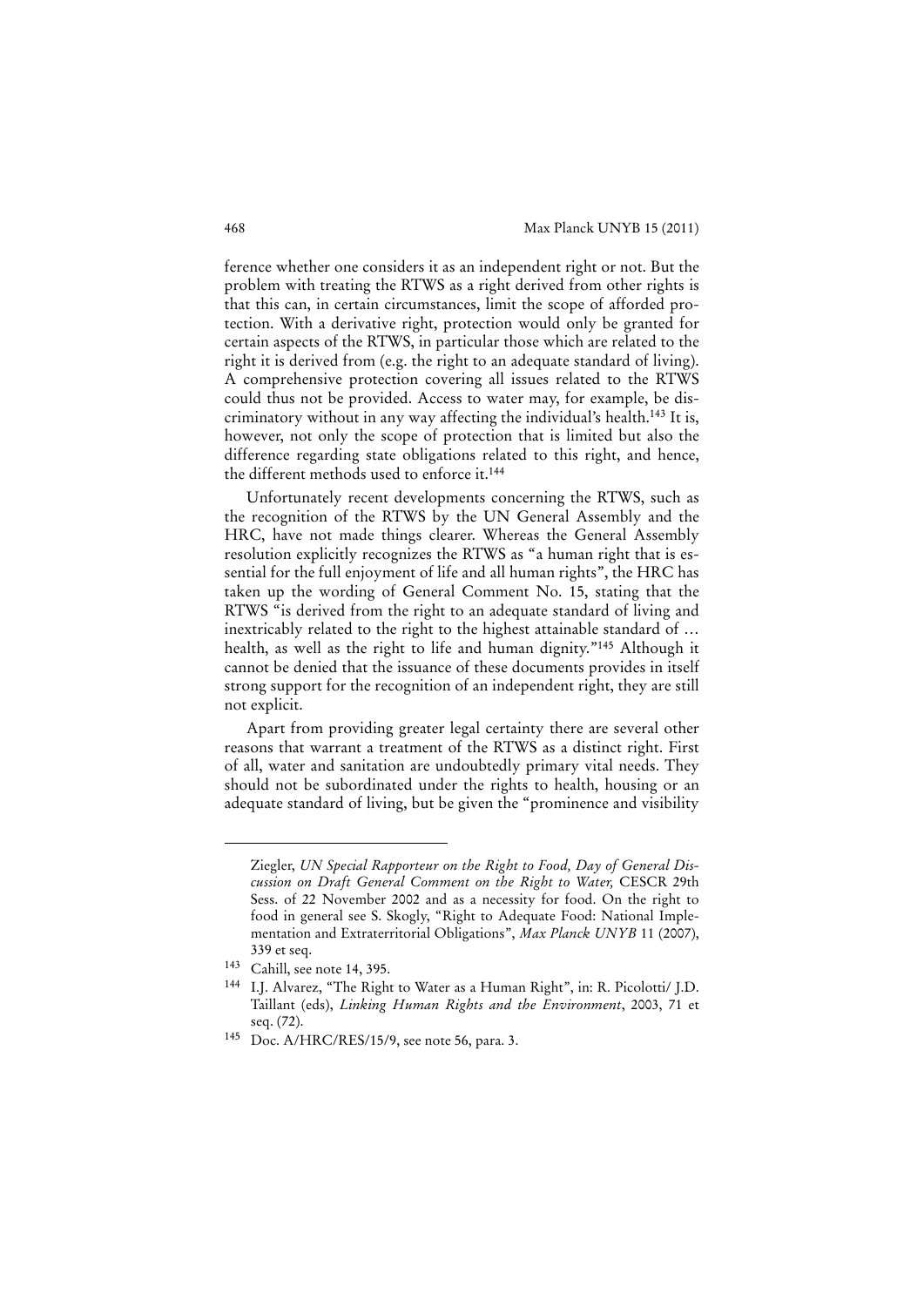ference whether one considers it as an independent right or not. But the problem with treating the RTWS as a right derived from other rights is that this can, in certain circumstances, limit the scope of afforded protection. With a derivative right, protection would only be granted for certain aspects of the RTWS, in particular those which are related to the right it is derived from (e.g. the right to an adequate standard of living). A comprehensive protection covering all issues related to the RTWS could thus not be provided. Access to water may, for example, be discriminatory without in any way affecting the individual's health.[143] It is, however, not only the scope of protection that is limited but also the difference regarding state obligations related to this right, and hence, the different methods used to enforce it.[144]

Unfortunately recent developments concerning the RTWS, such as the recognition of the RTWS by the UN General Assembly and the HRC, have not made things clearer. Whereas the General Assembly resolution explicitly recognizes the RTWS as "a human right that is essential for the full enjoyment of life and all human rights", the HRC has taken up the wording of General Comment No. 15, stating that the RTWS "is derived from the right to an adequate standard of living and inextricably related to the right to the highest attainable standard of … health, as well as the right to life and human dignity."[145] Although it cannot be denied that the issuance of these documents provides in itself strong support for the recognition of an independent right, they are still not explicit.

Apart from providing greater legal certainty there are several other reasons that warrant a treatment of the RTWS as a distinct right. First of all, water and sanitation are undoubtedly primary vital needs. They should not be subordinated under the rights to health, housing or an adequate standard of living, but be given the "prominence and visibility

---

Ziegler, *UN Special Rapporteur on the Right to Food, Day of General Discussion on Draft General Comment on the Right to Water,* CESCR 29th Sess. of 22 November 2002 and as a necessity for food. On the right to food in general see S. Skogly, "Right to Adequate Food: National Implementation and Extraterritorial Obligations", *Max Planck UNYB* 11 (2007), 339 et seq.

[143] Cahill, see note 14, 395.

[144] I.J. Alvarez, "The Right to Water as a Human Right", in: R. Picolotti/ J.D. Taillant (eds), *Linking Human Rights and the Environment*, 2003, 71 et seq. (72).

[145] Doc. A/HRC/RES/15/9, see note 56, para. 3.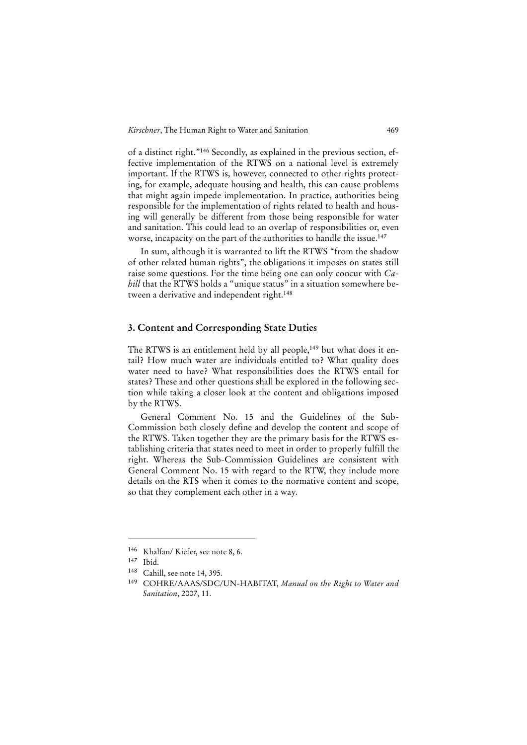of a distinct right."[146] Secondly, as explained in the previous section, effective implementation of the RTWS on a national level is extremely important. If the RTWS is, however, connected to other rights protecting, for example, adequate housing and health, this can cause problems that might again impede implementation. In practice, authorities being responsible for the implementation of rights related to health and housing will generally be different from those being responsible for water and sanitation. This could lead to an overlap of responsibilities or, even worse, incapacity on the part of the authorities to handle the issue.[147]

In sum, although it is warranted to lift the RTWS "from the shadow of other related human rights", the obligations it imposes on states still raise some questions. For the time being one can only concur with *Cahill* that the RTWS holds a "unique status" in a situation somewhere between a derivative and independent right.[148]

## 3. Content and Corresponding State Duties

The RTWS is an entitlement held by all people,[149] but what does it entail? How much water are individuals entitled to? What quality does water need to have? What responsibilities does the RTWS entail for states? These and other questions shall be explored in the following section while taking a closer look at the content and obligations imposed by the RTWS.

General Comment No. 15 and the Guidelines of the Sub-Commission both closely define and develop the content and scope of the RTWS. Taken together they are the primary basis for the RTWS establishing criteria that states need to meet in order to properly fulfill the right. Whereas the Sub-Commission Guidelines are consistent with General Comment No. 15 with regard to the RTW, they include more details on the RTS when it comes to the normative content and scope, so that they complement each other in a way.

---

[146] Khalfan/ Kiefer, see note 8, 6.

[147] Ibid.

[148] Cahill, see note 14, 395.

[149] COHRE/AAAS/SDC/UN-HABITAT, *Manual on the Right to Water and Sanitation*, 2007, 11.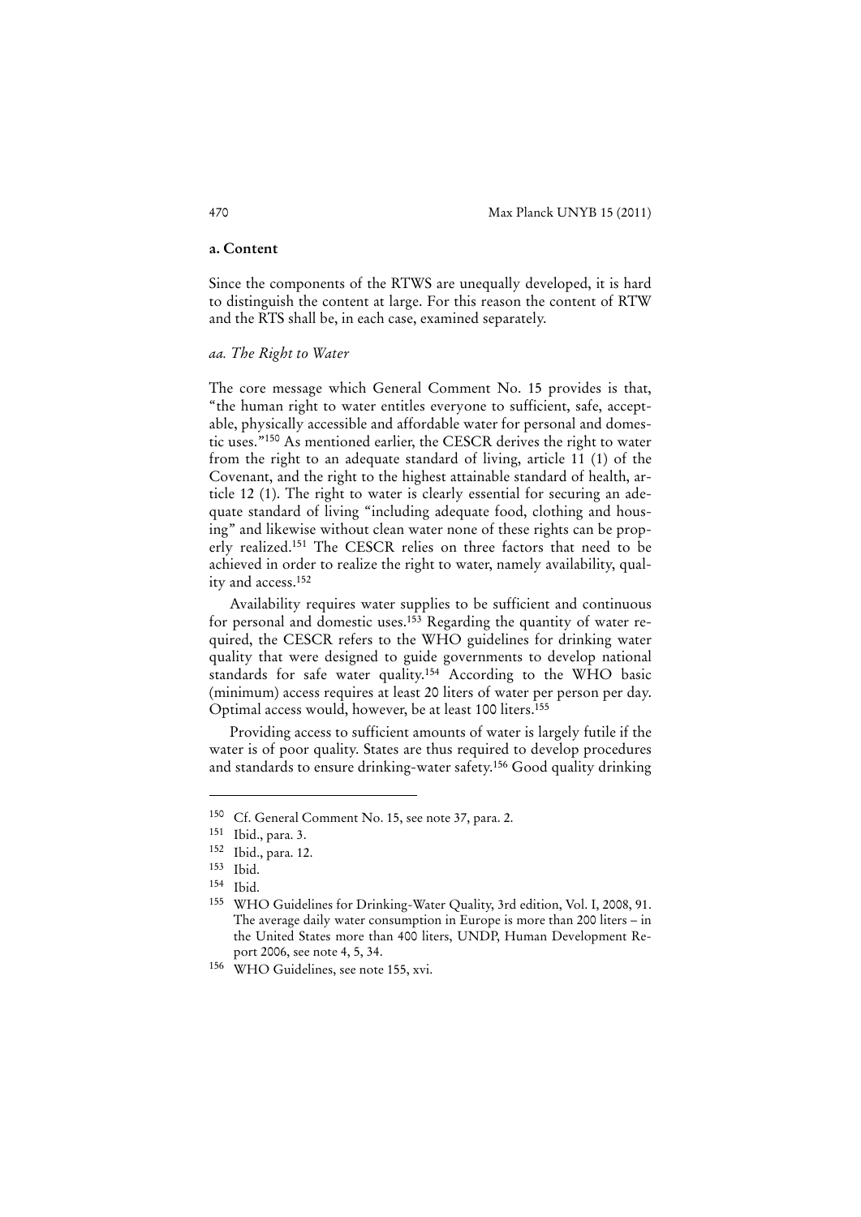### a. Content

Since the components of the RTWS are unequally developed, it is hard to distinguish the content at large. For this reason the content of RTW and the RTS shall be, in each case, examined separately.

#### *aa. The Right to Water*

The core message which General Comment No. 15 provides is that, "the human right to water entitles everyone to sufficient, safe, acceptable, physically accessible and affordable water for personal and domestic uses."[150] As mentioned earlier, the CESCR derives the right to water from the right to an adequate standard of living, article 11 (1) of the Covenant, and the right to the highest attainable standard of health, article 12 (1). The right to water is clearly essential for securing an adequate standard of living "including adequate food, clothing and housing" and likewise without clean water none of these rights can be properly realized.[151] The CESCR relies on three factors that need to be achieved in order to realize the right to water, namely availability, quality and access.[152]

Availability requires water supplies to be sufficient and continuous for personal and domestic uses.[153] Regarding the quantity of water required, the CESCR refers to the WHO guidelines for drinking water quality that were designed to guide governments to develop national standards for safe water quality.[154] According to the WHO basic (minimum) access requires at least 20 liters of water per person per day. Optimal access would, however, be at least 100 liters.[155]

Providing access to sufficient amounts of water is largely futile if the water is of poor quality. States are thus required to develop procedures and standards to ensure drinking-water safety.[156] Good quality drinking

---

[150] Cf. General Comment No. 15, see note 37, para. 2.

[151] Ibid., para. 3.

[152] Ibid., para. 12.

[153] Ibid.

[154] Ibid.

[155] WHO Guidelines for Drinking-Water Quality, 3rd edition, Vol. I, 2008, 91. The average daily water consumption in Europe is more than 200 liters – in the United States more than 400 liters, UNDP, Human Development Report 2006, see note 4, 5, 34.

[156] WHO Guidelines, see note 155, xvi.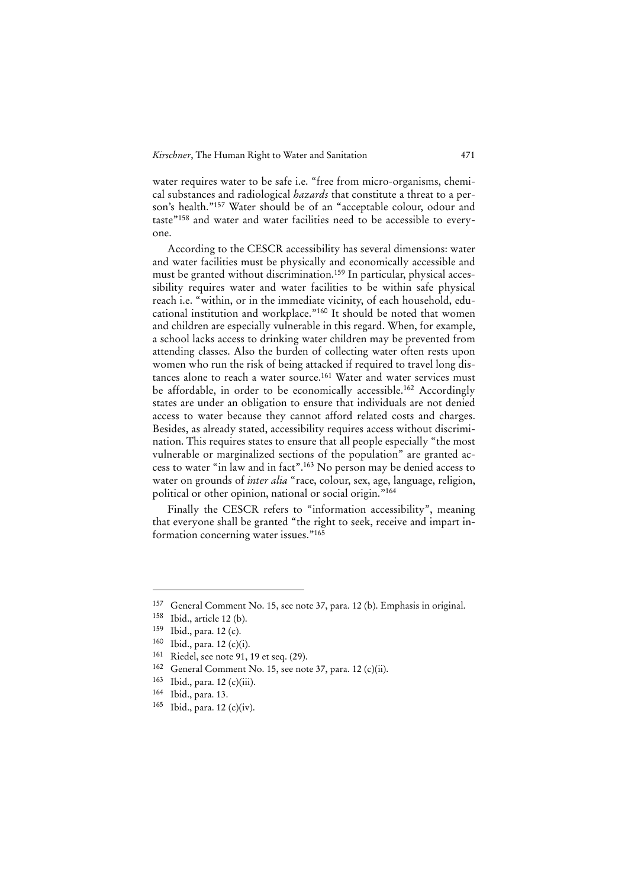water requires water to be safe i.e. "free from micro-organisms, chemical substances and radiological *hazards* that constitute a threat to a person's health."[157] Water should be of an "acceptable colour, odour and taste"[158] and water and water facilities need to be accessible to everyone.

According to the CESCR accessibility has several dimensions: water and water facilities must be physically and economically accessible and must be granted without discrimination.[159] In particular, physical accessibility requires water and water facilities to be within safe physical reach i.e. "within, or in the immediate vicinity, of each household, educational institution and workplace."[160] It should be noted that women and children are especially vulnerable in this regard. When, for example, a school lacks access to drinking water children may be prevented from attending classes. Also the burden of collecting water often rests upon women who run the risk of being attacked if required to travel long distances alone to reach a water source.[161] Water and water services must be affordable, in order to be economically accessible.[162] Accordingly states are under an obligation to ensure that individuals are not denied access to water because they cannot afford related costs and charges. Besides, as already stated, accessibility requires access without discrimination. This requires states to ensure that all people especially "the most vulnerable or marginalized sections of the population" are granted access to water "in law and in fact".[163] No person may be denied access to water on grounds of *inter alia* "race, colour, sex, age, language, religion, political or other opinion, national or social origin."[164]

Finally the CESCR refers to "information accessibility", meaning that everyone shall be granted "the right to seek, receive and impart information concerning water issues."[165]

---

[157] General Comment No. 15, see note 37, para. 12 (b). Emphasis in original.

[158] Ibid., article 12 (b).

[159] Ibid., para. 12 (c).

[160] Ibid., para. 12 (c)(i).

[161] Riedel, see note 91, 19 et seq. (29).

[162] General Comment No. 15, see note 37, para. 12 (c)(ii).

[163] Ibid., para. 12 (c)(iii).

[164] Ibid., para. 13.

[165] Ibid., para. 12 (c)(iv).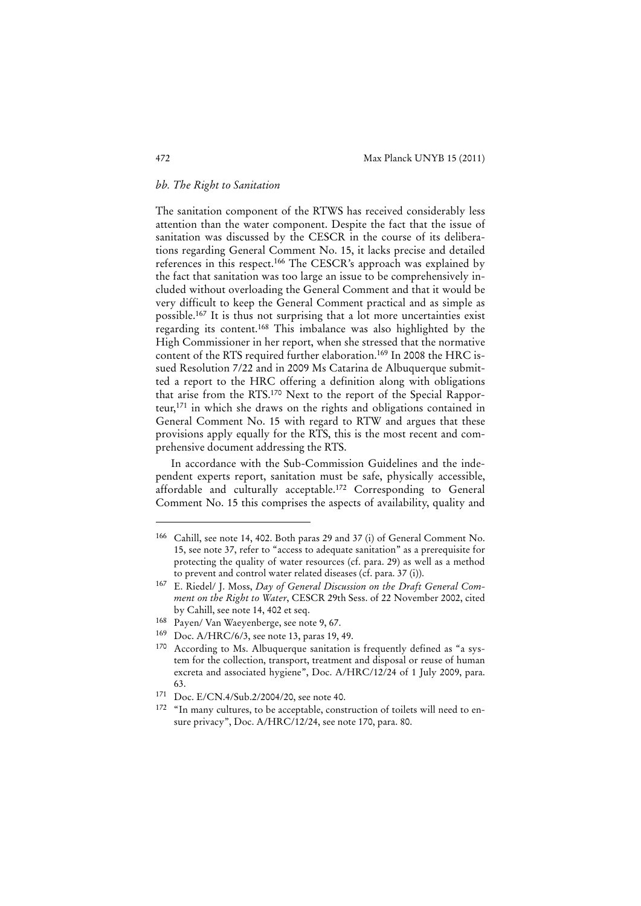*bb. The Right to Sanitation*

The sanitation component of the RTWS has received considerably less attention than the water component. Despite the fact that the issue of sanitation was discussed by the CESCR in the course of its deliberations regarding General Comment No. 15, it lacks precise and detailed references in this respect.[166] The CESCR's approach was explained by the fact that sanitation was too large an issue to be comprehensively included without overloading the General Comment and that it would be very difficult to keep the General Comment practical and as simple as possible.[167] It is thus not surprising that a lot more uncertainties exist regarding its content.[168] This imbalance was also highlighted by the High Commissioner in her report, when she stressed that the normative content of the RTS required further elaboration.[169] In 2008 the HRC issued Resolution 7/22 and in 2009 Ms Catarina de Albuquerque submitted a report to the HRC offering a definition along with obligations that arise from the RTS.[170] Next to the report of the Special Rapporteur,[171] in which she draws on the rights and obligations contained in General Comment No. 15 with regard to RTW and argues that these provisions apply equally for the RTS, this is the most recent and comprehensive document addressing the RTS.

In accordance with the Sub-Commission Guidelines and the independent experts report, sanitation must be safe, physically accessible, affordable and culturally acceptable.[172] Corresponding to General Comment No. 15 this comprises the aspects of availability, quality and

---

[166] Cahill, see note 14, 402. Both paras 29 and 37 (i) of General Comment No. 15, see note 37, refer to "access to adequate sanitation" as a prerequisite for protecting the quality of water resources (cf. para. 29) as well as a method to prevent and control water related diseases (cf. para. 37 (i)).

[167] E. Riedel/ J. Moss, *Day of General Discussion on the Draft General Comment on the Right to Water*, CESCR 29th Sess. of 22 November 2002, cited by Cahill, see note 14, 402 et seq.

[168] Payen/ Van Waeyenberge, see note 9, 67.

[169] Doc. A/HRC/6/3, see note 13, paras 19, 49.

[170] According to Ms. Albuquerque sanitation is frequently defined as "a system for the collection, transport, treatment and disposal or reuse of human excreta and associated hygiene", Doc. A/HRC/12/24 of 1 July 2009, para. 63.

[171] Doc. E/CN.4/Sub.2/2004/20, see note 40.

[172] "In many cultures, to be acceptable, construction of toilets will need to ensure privacy", Doc. A/HRC/12/24, see note 170, para. 80.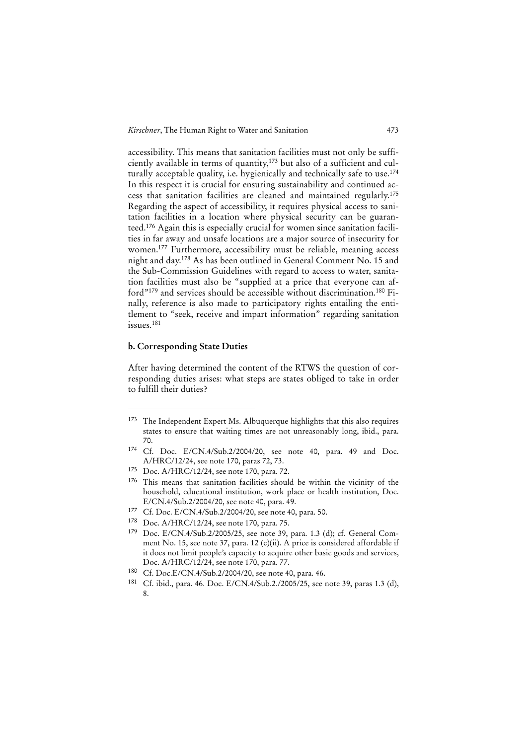accessibility. This means that sanitation facilities must not only be sufficiently available in terms of quantity,[173] but also of a sufficient and culturally acceptable quality, i.e. hygienically and technically safe to use.[174] In this respect it is crucial for ensuring sustainability and continued access that sanitation facilities are cleaned and maintained regularly.[175] Regarding the aspect of accessibility, it requires physical access to sanitation facilities in a location where physical security can be guaranteed.[176] Again this is especially crucial for women since sanitation facilities in far away and unsafe locations are a major source of insecurity for women.[177] Furthermore, accessibility must be reliable, meaning access night and day.[178] As has been outlined in General Comment No. 15 and the Sub-Commission Guidelines with regard to access to water, sanitation facilities must also be "supplied at a price that everyone can afford"[179] and services should be accessible without discrimination.[180] Finally, reference is also made to participatory rights entailing the entitlement to "seek, receive and impart information" regarding sanitation issues.[181]

### b. Corresponding State Duties

After having determined the content of the RTWS the question of corresponding duties arises: what steps are states obliged to take in order to fulfill their duties?

---

[173] The Independent Expert Ms. Albuquerque highlights that this also requires states to ensure that waiting times are not unreasonably long, ibid., para. 70.

[174] Cf. Doc. E/CN.4/Sub.2/2004/20, see note 40, para. 49 and Doc. A/HRC/12/24, see note 170, paras 72, 73.

[175] Doc. A/HRC/12/24, see note 170, para. 72.

[176] This means that sanitation facilities should be within the vicinity of the household, educational institution, work place or health institution, Doc. E/CN.4/Sub.2/2004/20, see note 40, para. 49.

[177] Cf. Doc. E/CN.4/Sub.2/2004/20, see note 40, para. 50.

[178] Doc. A/HRC/12/24, see note 170, para. 75.

[179] Doc. E/CN.4/Sub.2/2005/25, see note 39, para. 1.3 (d); cf. General Comment No. 15, see note 37, para. 12 (c)(ii). A price is considered affordable if it does not limit people's capacity to acquire other basic goods and services, Doc. A/HRC/12/24, see note 170, para. 77.

[180] Cf. Doc.E/CN.4/Sub.2/2004/20, see note 40, para. 46.

[181] Cf. ibid., para. 46. Doc. E/CN.4/Sub.2./2005/25, see note 39, paras 1.3 (d), 8.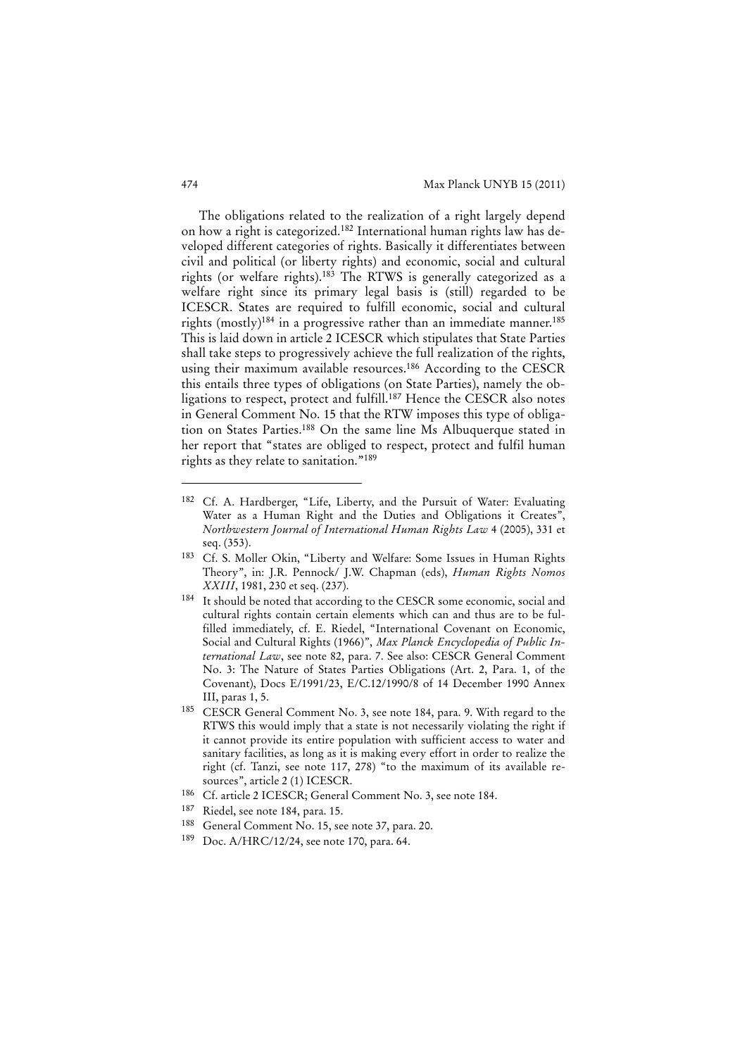The obligations related to the realization of a right largely depend on how a right is categorized.[182] International human rights law has developed different categories of rights. Basically it differentiates between civil and political (or liberty rights) and economic, social and cultural rights (or welfare rights).[183] The RTWS is generally categorized as a welfare right since its primary legal basis is (still) regarded to be ICESCR. States are required to fulfill economic, social and cultural rights (mostly)[184] in a progressive rather than an immediate manner.[185] This is laid down in article 2 ICESCR which stipulates that State Parties shall take steps to progressively achieve the full realization of the rights, using their maximum available resources.[186] According to the CESCR this entails three types of obligations (on State Parties), namely the obligations to respect, protect and fulfill.[187] Hence the CESCR also notes in General Comment No. 15 that the RTW imposes this type of obligation on States Parties.[188] On the same line Ms Albuquerque stated in her report that "states are obliged to respect, protect and fulfil human rights as they relate to sanitation."[189]

---

[182] Cf. A. Hardberger, "Life, Liberty, and the Pursuit of Water: Evaluating Water as a Human Right and the Duties and Obligations it Creates", *Northwestern Journal of International Human Rights Law* 4 (2005), 331 et seq. (353).

[183] Cf. S. Moller Okin, "Liberty and Welfare: Some Issues in Human Rights Theory", in: J.R. Pennock/ J.W. Chapman (eds), *Human Rights Nomos XXIII*, 1981, 230 et seq. (237).

[184] It should be noted that according to the CESCR some economic, social and cultural rights contain certain elements which can and thus are to be fulfilled immediately, cf. E. Riedel, "International Covenant on Economic, Social and Cultural Rights (1966)", *Max Planck Encyclopedia of Public International Law*, see note 82, para. 7. See also: CESCR General Comment No. 3: The Nature of States Parties Obligations (Art. 2, Para. 1, of the Covenant), Docs E/1991/23, E/C.12/1990/8 of 14 December 1990 Annex III, paras 1, 5.

[185] CESCR General Comment No. 3, see note 184, para. 9. With regard to the RTWS this would imply that a state is not necessarily violating the right if it cannot provide its entire population with sufficient access to water and sanitary facilities, as long as it is making every effort in order to realize the right (cf. Tanzi, see note 117, 278) "to the maximum of its available resources", article 2 (1) ICESCR.

[186] Cf. article 2 ICESCR; General Comment No. 3, see note 184.

[187] Riedel, see note 184, para. 15.

[188] General Comment No. 15, see note 37, para. 20.

[189] Doc. A/HRC/12/24, see note 170, para. 64.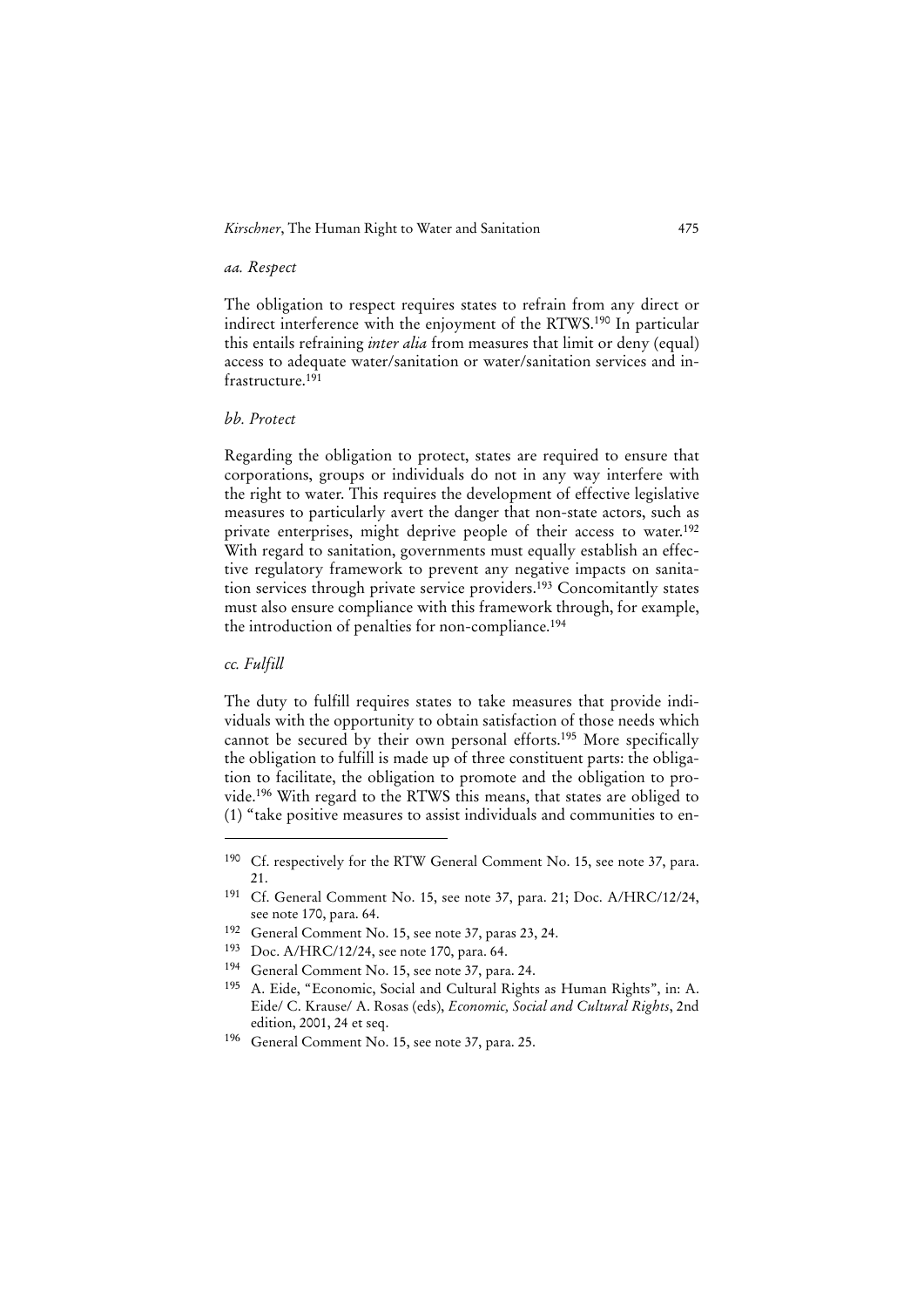*aa. Respect*

The obligation to respect requires states to refrain from any direct or indirect interference with the enjoyment of the RTWS.[190] In particular this entails refraining *inter alia* from measures that limit or deny (equal) access to adequate water/sanitation or water/sanitation services and infrastructure.[191]

*bb. Protect*

Regarding the obligation to protect, states are required to ensure that corporations, groups or individuals do not in any way interfere with the right to water. This requires the development of effective legislative measures to particularly avert the danger that non-state actors, such as private enterprises, might deprive people of their access to water.[192] With regard to sanitation, governments must equally establish an effective regulatory framework to prevent any negative impacts on sanitation services through private service providers.[193] Concomitantly states must also ensure compliance with this framework through, for example, the introduction of penalties for non-compliance.[194]

*cc. Fulfill*

The duty to fulfill requires states to take measures that provide individuals with the opportunity to obtain satisfaction of those needs which cannot be secured by their own personal efforts.[195] More specifically the obligation to fulfill is made up of three constituent parts: the obligation to facilitate, the obligation to promote and the obligation to provide.[196] With regard to the RTWS this means, that states are obliged to (1) "take positive measures to assist individuals and communities to en-

---

[190] Cf. respectively for the RTW General Comment No. 15, see note 37, para. 21.

[191] Cf. General Comment No. 15, see note 37, para. 21; Doc. A/HRC/12/24, see note 170, para. 64.

[192] General Comment No. 15, see note 37, paras 23, 24.

[193] Doc. A/HRC/12/24, see note 170, para. 64.

[194] General Comment No. 15, see note 37, para. 24.

[195] A. Eide, "Economic, Social and Cultural Rights as Human Rights", in: A. Eide/ C. Krause/ A. Rosas (eds), *Economic, Social and Cultural Rights*, 2nd edition, 2001, 24 et seq.

[196] General Comment No. 15, see note 37, para. 25.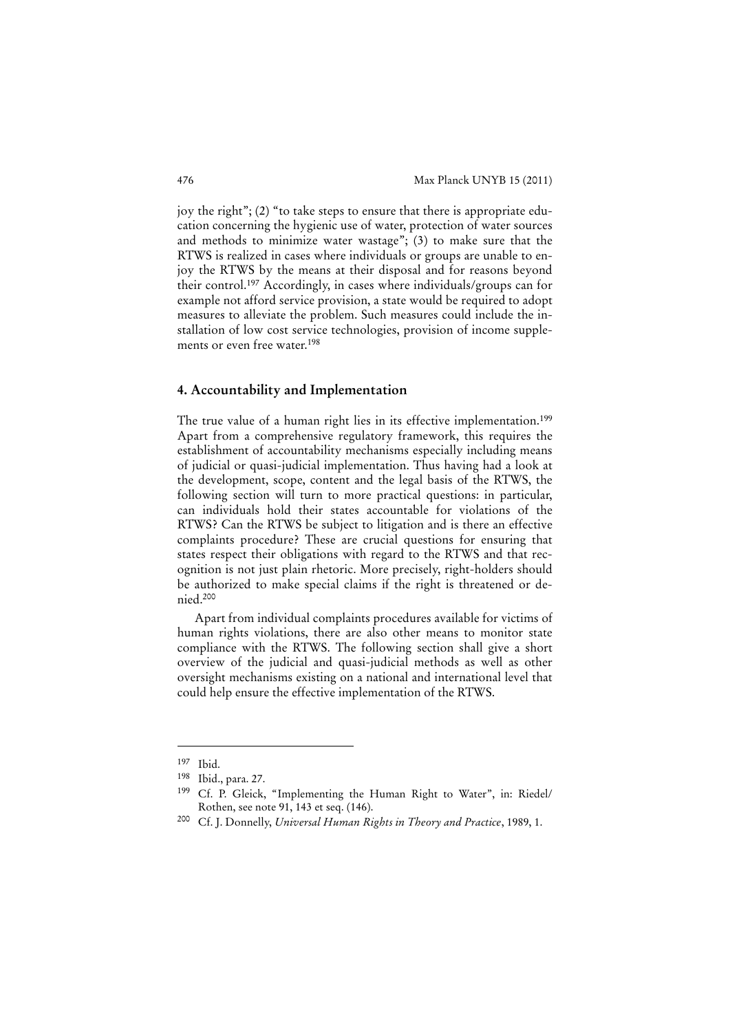joy the right"; (2) "to take steps to ensure that there is appropriate education concerning the hygienic use of water, protection of water sources and methods to minimize water wastage"; (3) to make sure that the RTWS is realized in cases where individuals or groups are unable to enjoy the RTWS by the means at their disposal and for reasons beyond their control.[197] Accordingly, in cases where individuals/groups can for example not afford service provision, a state would be required to adopt measures to alleviate the problem. Such measures could include the installation of low cost service technologies, provision of income supplements or even free water.[198]

## 4. Accountability and Implementation

The true value of a human right lies in its effective implementation.[199] Apart from a comprehensive regulatory framework, this requires the establishment of accountability mechanisms especially including means of judicial or quasi-judicial implementation. Thus having had a look at the development, scope, content and the legal basis of the RTWS, the following section will turn to more practical questions: in particular, can individuals hold their states accountable for violations of the RTWS? Can the RTWS be subject to litigation and is there an effective complaints procedure? These are crucial questions for ensuring that states respect their obligations with regard to the RTWS and that recognition is not just plain rhetoric. More precisely, right-holders should be authorized to make special claims if the right is threatened or denied.[200]

Apart from individual complaints procedures available for victims of human rights violations, there are also other means to monitor state compliance with the RTWS. The following section shall give a short overview of the judicial and quasi-judicial methods as well as other oversight mechanisms existing on a national and international level that could help ensure the effective implementation of the RTWS.

---

[197] Ibid.

[198] Ibid., para. 27.

[199] Cf. P. Gleick, "Implementing the Human Right to Water", in: Riedel/ Rothen, see note 91, 143 et seq. (146).

[200] Cf. J. Donnelly, *Universal Human Rights in Theory and Practice*, 1989, 1.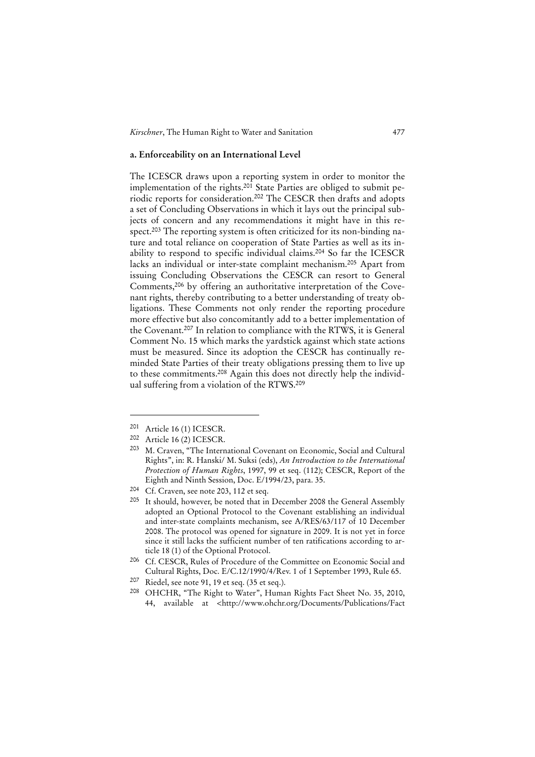### a. Enforceability on an International Level

The ICESCR draws upon a reporting system in order to monitor the implementation of the rights.[201] State Parties are obliged to submit periodic reports for consideration.[202] The CESCR then drafts and adopts a set of Concluding Observations in which it lays out the principal subjects of concern and any recommendations it might have in this respect.[203] The reporting system is often criticized for its non-binding nature and total reliance on cooperation of State Parties as well as its inability to respond to specific individual claims.[204] So far the ICESCR lacks an individual or inter-state complaint mechanism.[205] Apart from issuing Concluding Observations the CESCR can resort to General Comments,[206] by offering an authoritative interpretation of the Covenant rights, thereby contributing to a better understanding of treaty obligations. These Comments not only render the reporting procedure more effective but also concomitantly add to a better implementation of the Covenant.[207] In relation to compliance with the RTWS, it is General Comment No. 15 which marks the yardstick against which state actions must be measured. Since its adoption the CESCR has continually reminded State Parties of their treaty obligations pressing them to live up to these commitments.[208] Again this does not directly help the individual suffering from a violation of the RTWS.[209]

---

[201] Article 16 (1) ICESCR.

[202] Article 16 (2) ICESCR.

[203] M. Craven, "The International Covenant on Economic, Social and Cultural Rights", in: R. Hanski/ M. Suksi (eds), *An Introduction to the International Protection of Human Rights*, 1997, 99 et seq. (112); CESCR, Report of the Eighth and Ninth Session, Doc. E/1994/23, para. 35.

[204] Cf. Craven, see note 203, 112 et seq.

[205] It should, however, be noted that in December 2008 the General Assembly adopted an Optional Protocol to the Covenant establishing an individual and inter-state complaints mechanism, see A/RES/63/117 of 10 December 2008. The protocol was opened for signature in 2009. It is not yet in force since it still lacks the sufficient number of ten ratifications according to article 18 (1) of the Optional Protocol.

[206] Cf. CESCR, Rules of Procedure of the Committee on Economic Social and Cultural Rights, Doc. E/C.12/1990/4/Rev. 1 of 1 September 1993, Rule 65.

[207] Riedel, see note 91, 19 et seq. (35 et seq.).

[208] OHCHR, "The Right to Water", Human Rights Fact Sheet No. 35, 2010, 44, available at <http://www.ohchr.org/Documents/Publications/Fact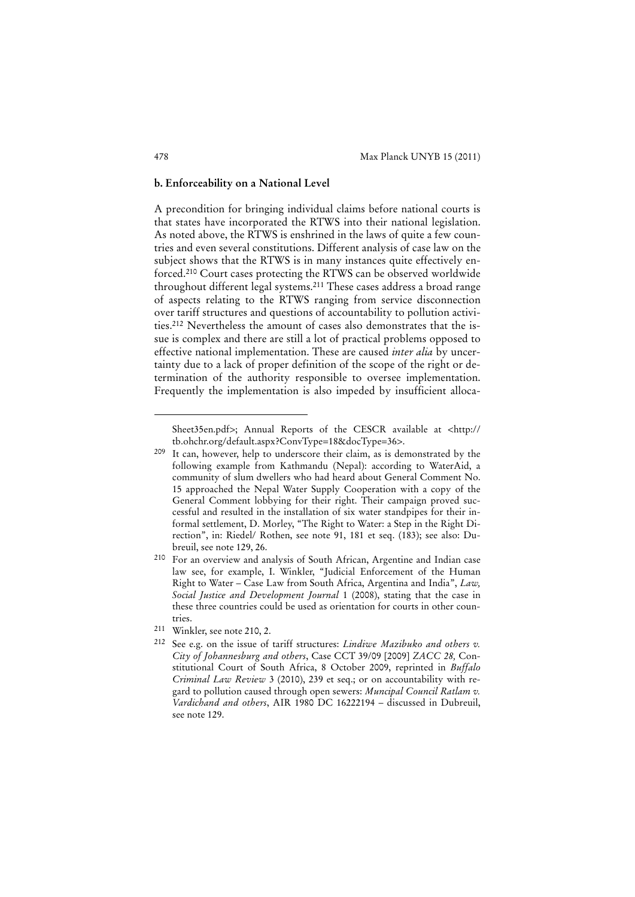### b. Enforceability on a National Level

A precondition for bringing individual claims before national courts is that states have incorporated the RTWS into their national legislation. As noted above, the RTWS is enshrined in the laws of quite a few countries and even several constitutions. Different analysis of case law on the subject shows that the RTWS is in many instances quite effectively enforced.[210] Court cases protecting the RTWS can be observed worldwide throughout different legal systems.[211] These cases address a broad range of aspects relating to the RTWS ranging from service disconnection over tariff structures and questions of accountability to pollution activities.[212] Nevertheless the amount of cases also demonstrates that the issue is complex and there are still a lot of practical problems opposed to effective national implementation. These are caused *inter alia* by uncertainty due to a lack of proper definition of the scope of the right or determination of the authority responsible to oversee implementation. Frequently the implementation is also impeded by insufficient alloca-

---

Sheet35en.pdf>; Annual Reports of the CESCR available at <http://tb.ohchr.org/default.aspx?ConvType=18&docType=36>.

[209] It can, however, help to underscore their claim, as is demonstrated by the following example from Kathmandu (Nepal): according to WaterAid, a community of slum dwellers who had heard about General Comment No. 15 approached the Nepal Water Supply Cooperation with a copy of the General Comment lobbying for their right. Their campaign proved successful and resulted in the installation of six water standpipes for their informal settlement, D. Morley, "The Right to Water: a Step in the Right Direction", in: Riedel/ Rothen, see note 91, 181 et seq. (183); see also: Dubreuil, see note 129, 26.

[210] For an overview and analysis of South African, Argentine and Indian case law see, for example, I. Winkler, "Judicial Enforcement of the Human Right to Water – Case Law from South Africa, Argentina and India", *Law, Social Justice and Development Journal* 1 (2008), stating that the case in these three countries could be used as orientation for courts in other countries.

[211] Winkler, see note 210, 2.

[212] See e.g. on the issue of tariff structures: *Lindiwe Mazibuko and others v. City of Johannesburg and others*, Case CCT 39/09 [2009] *ZACC 28*, Constitutional Court of South Africa, 8 October 2009, reprinted in *Buffalo Criminal Law Review* 3 (2010), 239 et seq.; or on accountability with regard to pollution caused through open sewers: *Muncipal Council Ratlam v. Vardichand and others*, AIR 1980 DC 16222194 – discussed in Dubreuil, see note 129.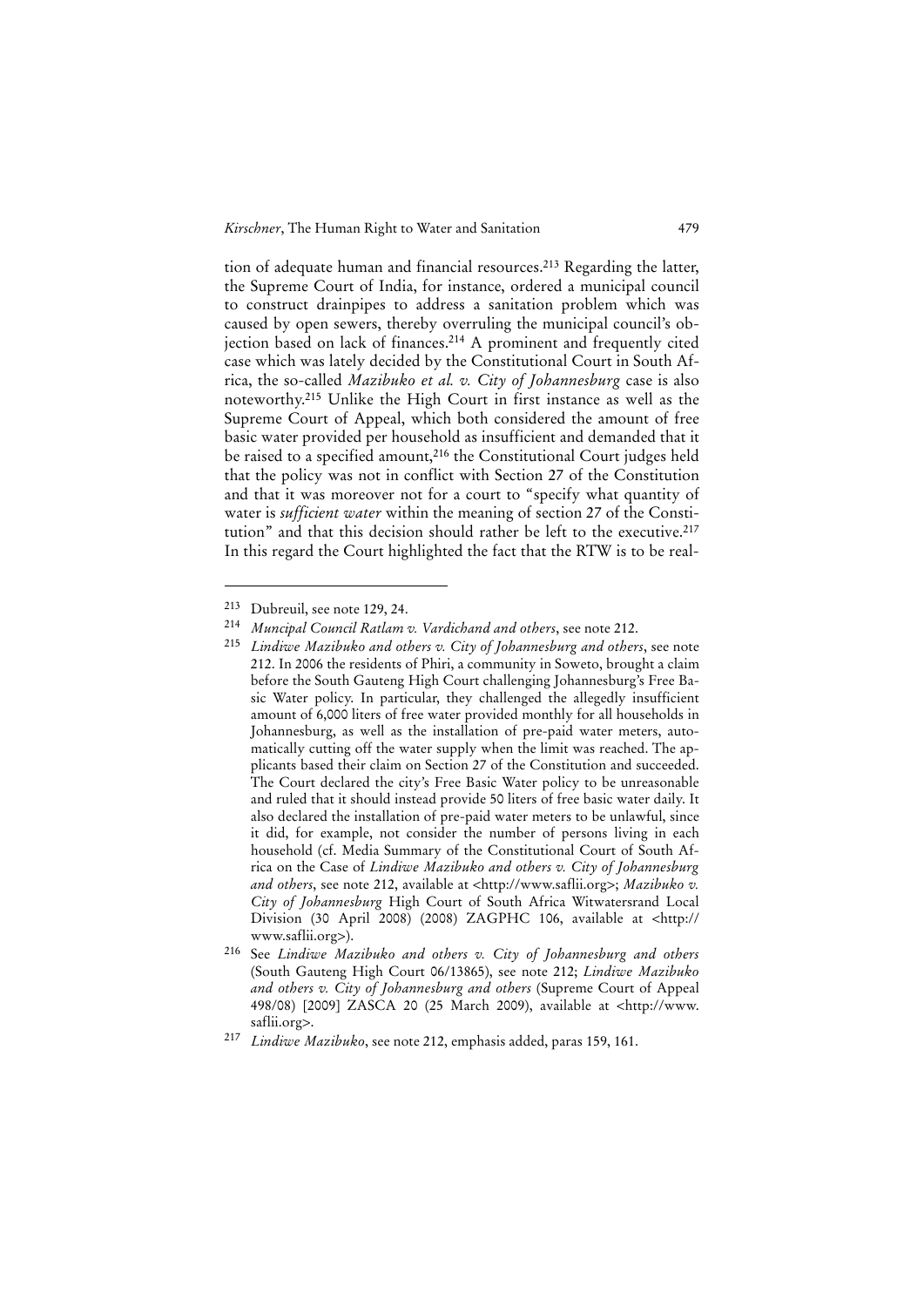tion of adequate human and financial resources.[213] Regarding the latter, the Supreme Court of India, for instance, ordered a municipal council to construct drainpipes to address a sanitation problem which was caused by open sewers, thereby overruling the municipal council's objection based on lack of finances.[214] A prominent and frequently cited case which was lately decided by the Constitutional Court in South Africa, the so-called *Mazibuko et al. v. City of Johannesburg* case is also noteworthy.[215] Unlike the High Court in first instance as well as the Supreme Court of Appeal, which both considered the amount of free basic water provided per household as insufficient and demanded that it be raised to a specified amount,[216] the Constitutional Court judges held that the policy was not in conflict with Section 27 of the Constitution and that it was moreover not for a court to "specify what quantity of water is *sufficient water* within the meaning of section 27 of the Constitution" and that this decision should rather be left to the executive.[217] In this regard the Court highlighted the fact that the RTW is to be real-

---

[213] Dubreuil, see note 129, 24.

[214] *Muncipal Council Ratlam v. Vardichand and others*, see note 212.

[215] *Lindiwe Mazibuko and others v. City of Johannesburg and others*, see note 212. In 2006 the residents of Phiri, a community in Soweto, brought a claim before the South Gauteng High Court challenging Johannesburg's Free Basic Water policy. In particular, they challenged the allegedly insufficient amount of 6,000 liters of free water provided monthly for all households in Johannesburg, as well as the installation of pre-paid water meters, automatically cutting off the water supply when the limit was reached. The applicants based their claim on Section 27 of the Constitution and succeeded. The Court declared the city's Free Basic Water policy to be unreasonable and ruled that it should instead provide 50 liters of free basic water daily. It also declared the installation of pre-paid water meters to be unlawful, since it did, for example, not consider the number of persons living in each household (cf. Media Summary of the Constitutional Court of South Africa on the Case of *Lindiwe Mazibuko and others v. City of Johannesburg and others*, see note 212, available at <http://www.saflii.org>; *Mazibuko v. City of Johannesburg* High Court of South Africa Witwatersrand Local Division (30 April 2008) (2008) ZAGPHC 106, available at <http://www.saflii.org>).

[216] See *Lindiwe Mazibuko and others v. City of Johannesburg and others* (South Gauteng High Court 06/13865), see note 212; *Lindiwe Mazibuko and others v. City of Johannesburg and others* (Supreme Court of Appeal 498/08) [2009] ZASCA 20 (25 March 2009), available at <http://www.saflii.org>.

[217] *Lindiwe Mazibuko*, see note 212, emphasis added, paras 159, 161.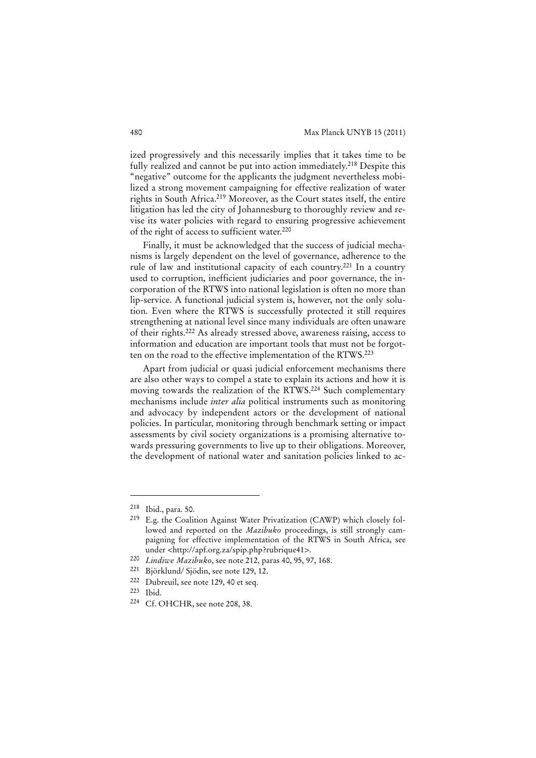ized progressively and this necessarily implies that it takes time to be fully realized and cannot be put into action immediately.[218] Despite this "negative" outcome for the applicants the judgment nevertheless mobilized a strong movement campaigning for effective realization of water rights in South Africa.[219] Moreover, as the Court states itself, the entire litigation has led the city of Johannesburg to thoroughly review and revise its water policies with regard to ensuring progressive achievement of the right of access to sufficient water.[220]

Finally, it must be acknowledged that the success of judicial mechanisms is largely dependent on the level of governance, adherence to the rule of law and institutional capacity of each country.[221] In a country used to corruption, inefficient judiciaries and poor governance, the incorporation of the RTWS into national legislation is often no more than lip-service. A functional judicial system is, however, not the only solution. Even where the RTWS is successfully protected it still requires strengthening at national level since many individuals are often unaware of their rights.[222] As already stressed above, awareness raising, access to information and education are important tools that must not be forgotten on the road to the effective implementation of the RTWS.[223]

Apart from judicial or quasi judicial enforcement mechanisms there are also other ways to compel a state to explain its actions and how it is moving towards the realization of the RTWS.[224] Such complementary mechanisms include *inter alia* political instruments such as monitoring and advocacy by independent actors or the development of national policies. In particular, monitoring through benchmark setting or impact assessments by civil society organizations is a promising alternative towards pressuring governments to live up to their obligations. Moreover, the development of national water and sanitation policies linked to ac-

---

[218] Ibid., para. 50.

[219] E.g. the Coalition Against Water Privatization (CAWP) which closely followed and reported on the *Mazibuko* proceedings, is still strongly campaigning for effective implementation of the RTWS in South Africa, see under <http://apf.org.za/spip.php?rubrique41>.

[220] *Lindiwe Mazibuko*, see note 212, paras 40, 95, 97, 168.

[221] Björklund/ Sjödin, see note 129, 12.

[222] Dubreuil, see note 129, 40 et seq.

[223] Ibid.

[224] Cf. OHCHR, see note 208, 38.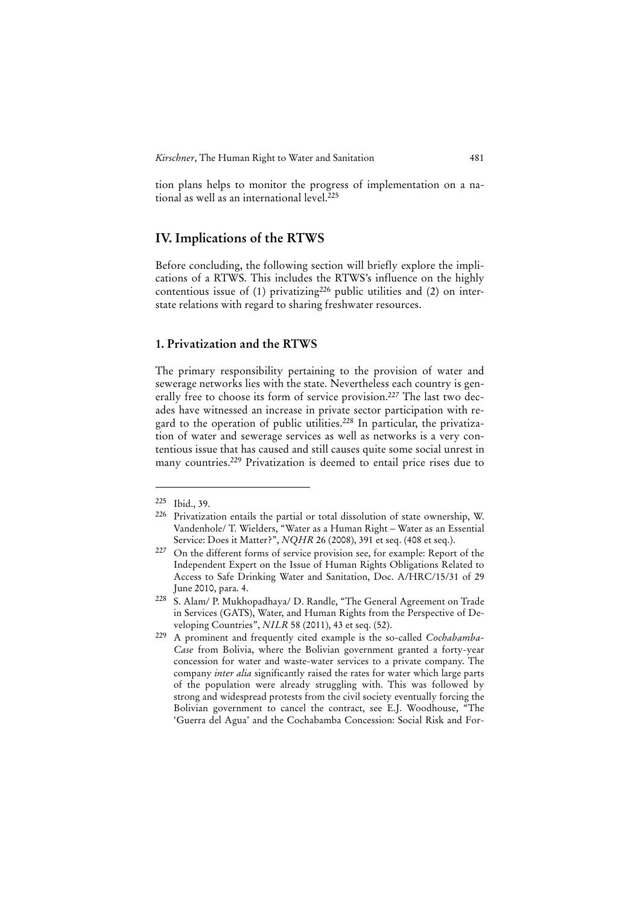tion plans helps to monitor the progress of implementation on a national as well as an international level.[225]

## IV. Implications of the RTWS

Before concluding, the following section will briefly explore the implications of a RTWS. This includes the RTWS's influence on the highly contentious issue of (1) privatizing[226] public utilities and (2) on inter-state relations with regard to sharing freshwater resources.

### 1. Privatization and the RTWS

The primary responsibility pertaining to the provision of water and sewerage networks lies with the state. Nevertheless each country is generally free to choose its form of service provision.[227] The last two decades have witnessed an increase in private sector participation with regard to the operation of public utilities.[228] In particular, the privatization of water and sewerage services as well as networks is a very contentious issue that has caused and still causes quite some social unrest in many countries.[229] Privatization is deemed to entail price rises due to

---

[225] Ibid., 39.

[226] Privatization entails the partial or total dissolution of state ownership, W. Vandenhole/ T. Wielders, "Water as a Human Right – Water as an Essential Service: Does it Matter?", *NQHR* 26 (2008), 391 et seq. (408 et seq.).

[227] On the different forms of service provision see, for example: Report of the Independent Expert on the Issue of Human Rights Obligations Related to Access to Safe Drinking Water and Sanitation, Doc. A/HRC/15/31 of 29 June 2010, para. 4.

[228] S. Alam/ P. Mukhopadhaya/ D. Randle, "The General Agreement on Trade in Services (GATS), Water, and Human Rights from the Perspective of Developing Countries", *NILR* 58 (2011), 43 et seq. (52).

[229] A prominent and frequently cited example is the so-called *Cochabamba-Case* from Bolivia, where the Bolivian government granted a forty-year concession for water and waste-water services to a private company. The company *inter alia* significantly raised the rates for water which large parts of the population were already struggling with. This was followed by strong and widespread protests from the civil society eventually forcing the Bolivian government to cancel the contract, see E.J. Woodhouse, "The 'Guerra del Agua' and the Cochabamba Concession: Social Risk and For-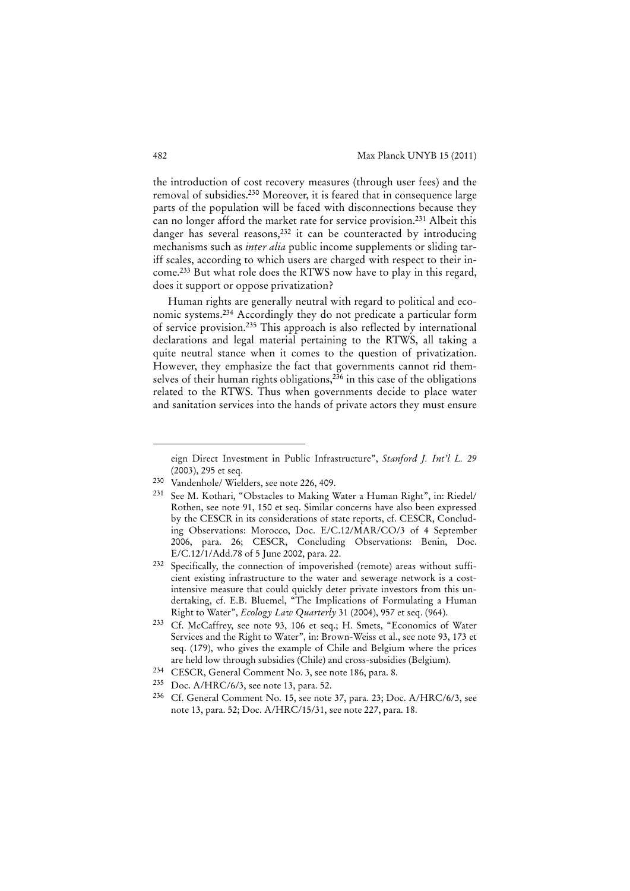the introduction of cost recovery measures (through user fees) and the removal of subsidies.[230] Moreover, it is feared that in consequence large parts of the population will be faced with disconnections because they can no longer afford the market rate for service provision.[231] Albeit this danger has several reasons,[232] it can be counteracted by introducing mechanisms such as *inter alia* public income supplements or sliding tariff scales, according to which users are charged with respect to their income.[233] But what role does the RTWS now have to play in this regard, does it support or oppose privatization?

Human rights are generally neutral with regard to political and economic systems.[234] Accordingly they do not predicate a particular form of service provision.[235] This approach is also reflected by international declarations and legal material pertaining to the RTWS, all taking a quite neutral stance when it comes to the question of privatization. However, they emphasize the fact that governments cannot rid themselves of their human rights obligations,[236] in this case of the obligations related to the RTWS. Thus when governments decide to place water and sanitation services into the hands of private actors they must ensure

---

eign Direct Investment in Public Infrastructure", *Stanford J. Int'l L. 29* (2003), 295 et seq.

[230] Vandenhole/ Wielders, see note 226, 409.

[231] See M. Kothari, "Obstacles to Making Water a Human Right", in: Riedel/ Rothen, see note 91, 150 et seq. Similar concerns have also been expressed by the CESCR in its considerations of state reports, cf. CESCR, Concluding Observations: Morocco, Doc. E/C.12/MAR/CO/3 of 4 September 2006, para. 26; CESCR, Concluding Observations: Benin, Doc. E/C.12/1/Add.78 of 5 June 2002, para. 22.

[232] Specifically, the connection of impoverished (remote) areas without sufficient existing infrastructure to the water and sewerage network is a cost-intensive measure that could quickly deter private investors from this undertaking, cf. E.B. Bluemel, "The Implications of Formulating a Human Right to Water", *Ecology Law Quarterly* 31 (2004), 957 et seq. (964).

[233] Cf. McCaffrey, see note 93, 106 et seq.; H. Smets, "Economics of Water Services and the Right to Water", in: Brown-Weiss et al., see note 93, 173 et seq. (179), who gives the example of Chile and Belgium where the prices are held low through subsidies (Chile) and cross-subsidies (Belgium).

[234] CESCR, General Comment No. 3, see note 186, para. 8.

[235] Doc. A/HRC/6/3, see note 13, para. 52.

[236] Cf. General Comment No. 15, see note 37, para. 23; Doc. A/HRC/6/3, see note 13, para. 52; Doc. A/HRC/15/31, see note 227, para. 18.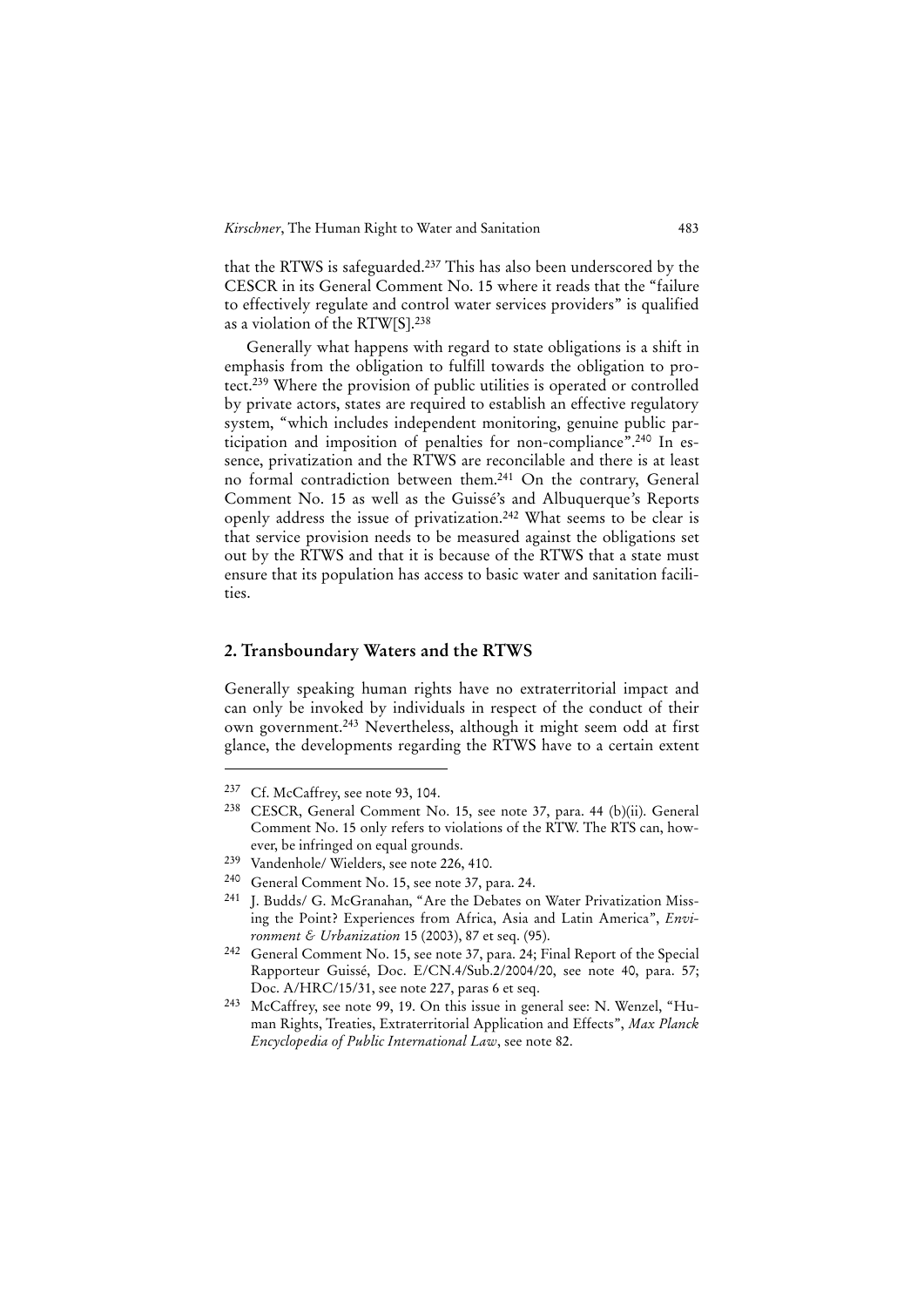that the RTWS is safeguarded.[237] This has also been underscored by the CESCR in its General Comment No. 15 where it reads that the "failure to effectively regulate and control water services providers" is qualified as a violation of the RTW[S].[238]

Generally what happens with regard to state obligations is a shift in emphasis from the obligation to fulfill towards the obligation to protect.[239] Where the provision of public utilities is operated or controlled by private actors, states are required to establish an effective regulatory system, "which includes independent monitoring, genuine public participation and imposition of penalties for non-compliance".[240] In essence, privatization and the RTWS are reconcilable and there is at least no formal contradiction between them.[241] On the contrary, General Comment No. 15 as well as the Guissé's and Albuquerque's Reports openly address the issue of privatization.[242] What seems to be clear is that service provision needs to be measured against the obligations set out by the RTWS and that it is because of the RTWS that a state must ensure that its population has access to basic water and sanitation facilities.

## 2. Transboundary Waters and the RTWS

Generally speaking human rights have no extraterritorial impact and can only be invoked by individuals in respect of the conduct of their own government.[243] Nevertheless, although it might seem odd at first glance, the developments regarding the RTWS have to a certain extent

---

[237] Cf. McCaffrey, see note 93, 104.

[238] CESCR, General Comment No. 15, see note 37, para. 44 (b)(ii). General Comment No. 15 only refers to violations of the RTW. The RTS can, however, be infringed on equal grounds.

[239] Vandenhole/ Wielders, see note 226, 410.

[240] General Comment No. 15, see note 37, para. 24.

[241] J. Budds/ G. McGranahan, "Are the Debates on Water Privatization Missing the Point? Experiences from Africa, Asia and Latin America", *Environment & Urbanization* 15 (2003), 87 et seq. (95).

[242] General Comment No. 15, see note 37, para. 24; Final Report of the Special Rapporteur Guissé, Doc. E/CN.4/Sub.2/2004/20, see note 40, para. 57; Doc. A/HRC/15/31, see note 227, paras 6 et seq.

[243] McCaffrey, see note 99, 19. On this issue in general see: N. Wenzel, "Human Rights, Treaties, Extraterritorial Application and Effects", *Max Planck Encyclopedia of Public International Law*, see note 82.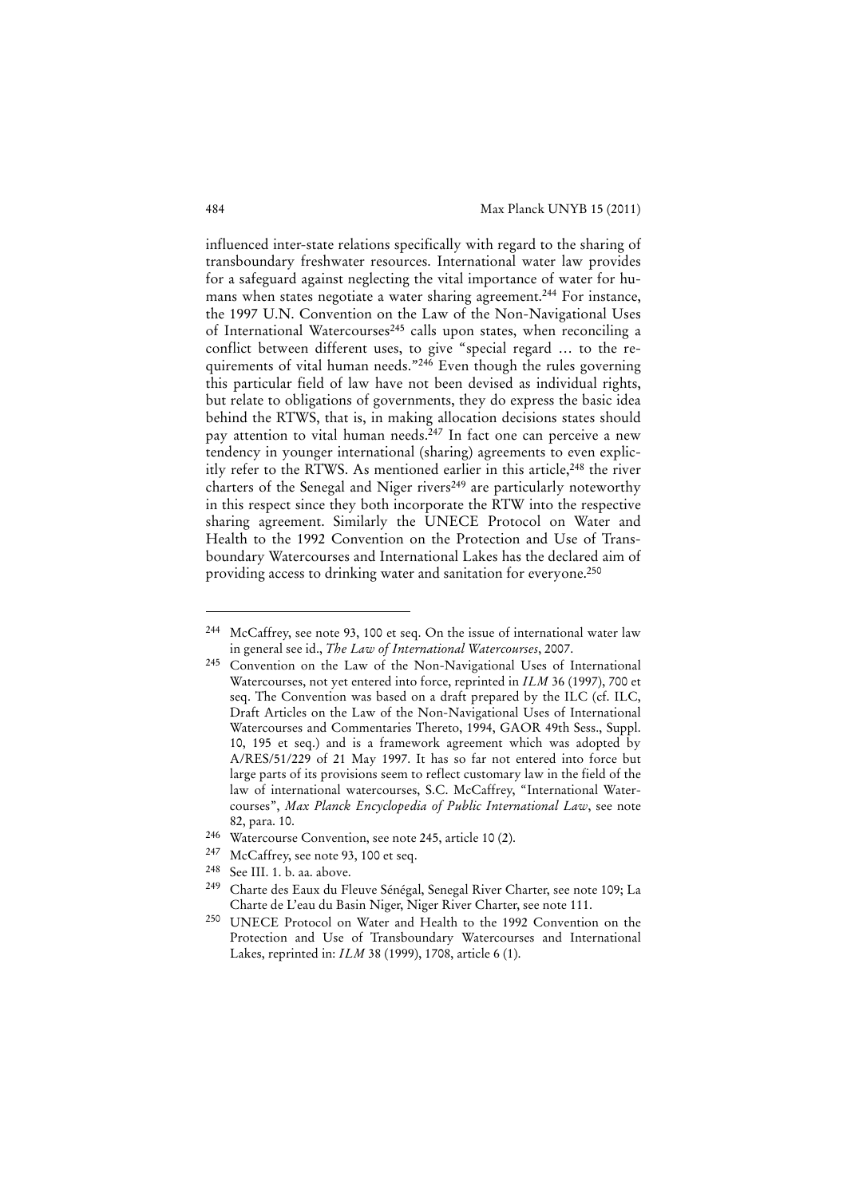influenced inter-state relations specifically with regard to the sharing of transboundary freshwater resources. International water law provides for a safeguard against neglecting the vital importance of water for humans when states negotiate a water sharing agreement.[244] For instance, the 1997 U.N. Convention on the Law of the Non-Navigational Uses of International Watercourses[245] calls upon states, when reconciling a conflict between different uses, to give "special regard … to the requirements of vital human needs."[246] Even though the rules governing this particular field of law have not been devised as individual rights, but relate to obligations of governments, they do express the basic idea behind the RTWS, that is, in making allocation decisions states should pay attention to vital human needs.[247] In fact one can perceive a new tendency in younger international (sharing) agreements to even explicitly refer to the RTWS. As mentioned earlier in this article,[248] the river charters of the Senegal and Niger rivers[249] are particularly noteworthy in this respect since they both incorporate the RTW into the respective sharing agreement. Similarly the UNECE Protocol on Water and Health to the 1992 Convention on the Protection and Use of Transboundary Watercourses and International Lakes has the declared aim of providing access to drinking water and sanitation for everyone.[250]

---

[244] McCaffrey, see note 93, 100 et seq. On the issue of international water law in general see id., *The Law of International Watercourses*, 2007.

[245] Convention on the Law of the Non-Navigational Uses of International Watercourses, not yet entered into force, reprinted in *ILM* 36 (1997), 700 et seq. The Convention was based on a draft prepared by the ILC (cf. ILC, Draft Articles on the Law of the Non-Navigational Uses of International Watercourses and Commentaries Thereto, 1994, GAOR 49th Sess., Suppl. 10, 195 et seq.) and is a framework agreement which was adopted by A/RES/51/229 of 21 May 1997. It has so far not entered into force but large parts of its provisions seem to reflect customary law in the field of the law of international watercourses, S.C. McCaffrey, "International Watercourses", *Max Planck Encyclopedia of Public International Law*, see note 82, para. 10.

[246] Watercourse Convention, see note 245, article 10 (2).

[247] McCaffrey, see note 93, 100 et seq.

[248] See III. 1. b. aa. above.

[249] Charte des Eaux du Fleuve Sénégal, Senegal River Charter, see note 109; La Charte de L'eau du Basin Niger, Niger River Charter, see note 111.

[250] UNECE Protocol on Water and Health to the 1992 Convention on the Protection and Use of Transboundary Watercourses and International Lakes, reprinted in: *ILM* 38 (1999), 1708, article 6 (1).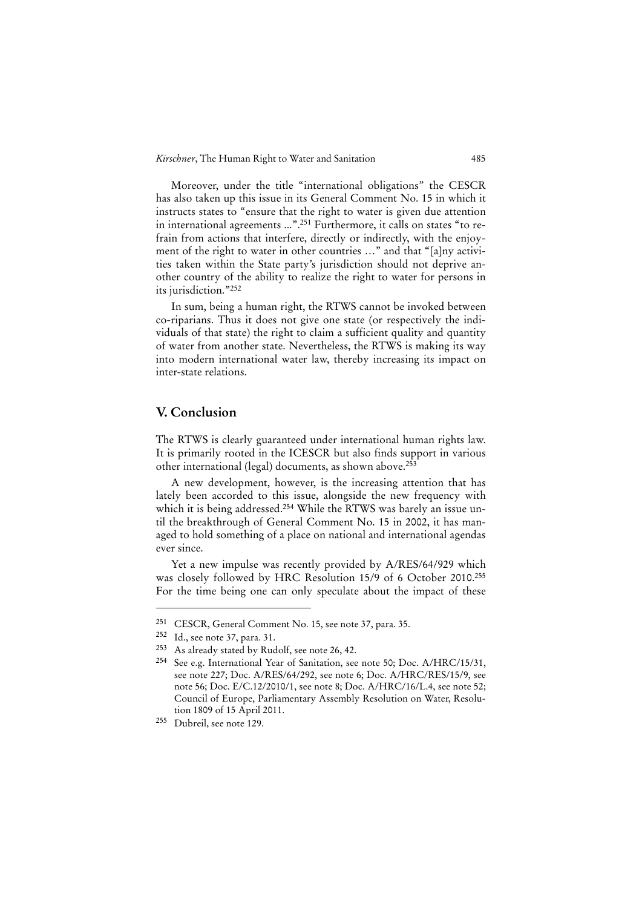Moreover, under the title "international obligations" the CESCR has also taken up this issue in its General Comment No. 15 in which it instructs states to "ensure that the right to water is given due attention in international agreements ...".[251] Furthermore, it calls on states "to refrain from actions that interfere, directly or indirectly, with the enjoyment of the right to water in other countries …" and that "[a]ny activities taken within the State party's jurisdiction should not deprive another country of the ability to realize the right to water for persons in its jurisdiction."[252]

In sum, being a human right, the RTWS cannot be invoked between co-riparians. Thus it does not give one state (or respectively the individuals of that state) the right to claim a sufficient quality and quantity of water from another state. Nevertheless, the RTWS is making its way into modern international water law, thereby increasing its impact on inter-state relations.

## V. Conclusion

The RTWS is clearly guaranteed under international human rights law. It is primarily rooted in the ICESCR but also finds support in various other international (legal) documents, as shown above.[253]

A new development, however, is the increasing attention that has lately been accorded to this issue, alongside the new frequency with which it is being addressed.[254] While the RTWS was barely an issue until the breakthrough of General Comment No. 15 in 2002, it has managed to hold something of a place on national and international agendas ever since.

Yet a new impulse was recently provided by A/RES/64/929 which was closely followed by HRC Resolution 15/9 of 6 October 2010.[255] For the time being one can only speculate about the impact of these

---

[251] CESCR, General Comment No. 15, see note 37, para. 35.

[252] Id., see note 37, para. 31.

[253] As already stated by Rudolf, see note 26, 42.

[254] See e.g. International Year of Sanitation, see note 50; Doc. A/HRC/15/31, see note 227; Doc. A/RES/64/292, see note 6; Doc. A/HRC/RES/15/9, see note 56; Doc. E/C.12/2010/1, see note 8; Doc. A/HRC/16/L.4, see note 52; Council of Europe, Parliamentary Assembly Resolution on Water, Resolution 1809 of 15 April 2011.

[255] Dubreil, see note 129.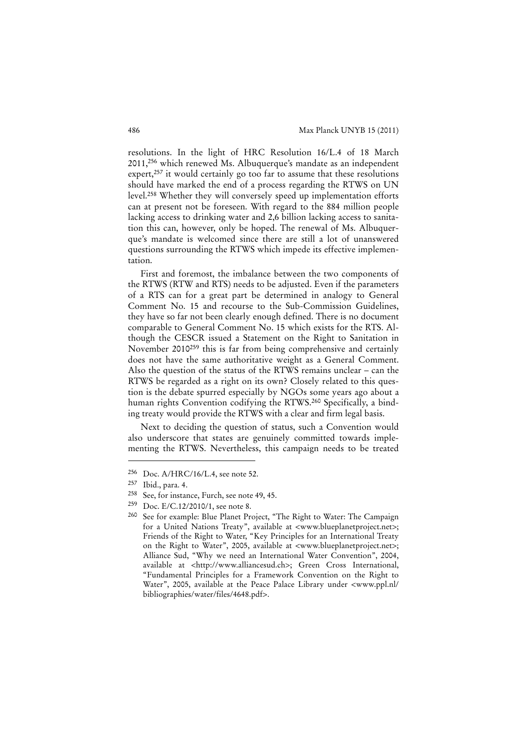resolutions. In the light of HRC Resolution 16/L.4 of 18 March 2011,[256] which renewed Ms. Albuquerque's mandate as an independent expert,[257] it would certainly go too far to assume that these resolutions should have marked the end of a process regarding the RTWS on UN level.[258] Whether they will conversely speed up implementation efforts can at present not be foreseen. With regard to the 884 million people lacking access to drinking water and 2,6 billion lacking access to sanitation this can, however, only be hoped. The renewal of Ms. Albuquerque's mandate is welcomed since there are still a lot of unanswered questions surrounding the RTWS which impede its effective implementation.

First and foremost, the imbalance between the two components of the RTWS (RTW and RTS) needs to be adjusted. Even if the parameters of a RTS can for a great part be determined in analogy to General Comment No. 15 and recourse to the Sub-Commission Guidelines, they have so far not been clearly enough defined. There is no document comparable to General Comment No. 15 which exists for the RTS. Although the CESCR issued a Statement on the Right to Sanitation in November 2010[259] this is far from being comprehensive and certainly does not have the same authoritative weight as a General Comment. Also the question of the status of the RTWS remains unclear – can the RTWS be regarded as a right on its own? Closely related to this question is the debate spurred especially by NGOs some years ago about a human rights Convention codifying the RTWS.[260] Specifically, a binding treaty would provide the RTWS with a clear and firm legal basis.

Next to deciding the question of status, such a Convention would also underscore that states are genuinely committed towards implementing the RTWS. Nevertheless, this campaign needs to be treated

---

[256] Doc. A/HRC/16/L.4, see note 52.

[257] Ibid., para. 4.

[258] See, for instance, Furch, see note 49, 45.

[259] Doc. E/C.12/2010/1, see note 8.

[260] See for example: Blue Planet Project, "The Right to Water: The Campaign for a United Nations Treaty", available at <www.blueplanetproject.net>; Friends of the Right to Water, "Key Principles for an International Treaty on the Right to Water", 2005, available at <www.blueplanetproject.net>; Alliance Sud, "Why we need an International Water Convention", 2004, available at <http://www.alliancesud.ch>; Green Cross International, "Fundamental Principles for a Framework Convention on the Right to Water", 2005, available at the Peace Palace Library under <www.ppl.nl/bibliographies/water/files/4648.pdf>.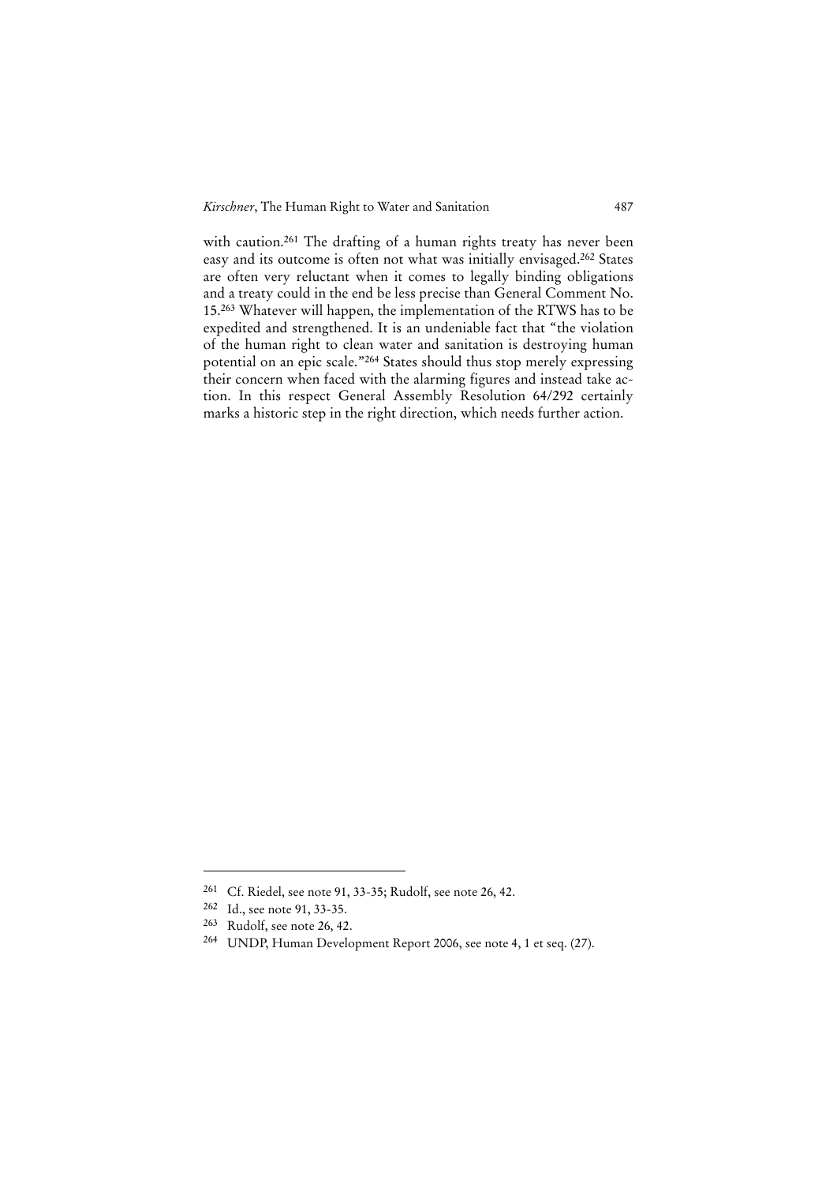with caution.[261] The drafting of a human rights treaty has never been easy and its outcome is often not what was initially envisaged.[262] States are often very reluctant when it comes to legally binding obligations and a treaty could in the end be less precise than General Comment No. 15.[263] Whatever will happen, the implementation of the RTWS has to be expedited and strengthened. It is an undeniable fact that "the violation of the human right to clean water and sanitation is destroying human potential on an epic scale."[264] States should thus stop merely expressing their concern when faced with the alarming figures and instead take action. In this respect General Assembly Resolution 64/292 certainly marks a historic step in the right direction, which needs further action.

---

[261] Cf. Riedel, see note 91, 33-35; Rudolf, see note 26, 42.

[262] Id., see note 91, 33-35.

[263] Rudolf, see note 26, 42.

[264] UNDP, Human Development Report 2006, see note 4, 1 et seq. (27).